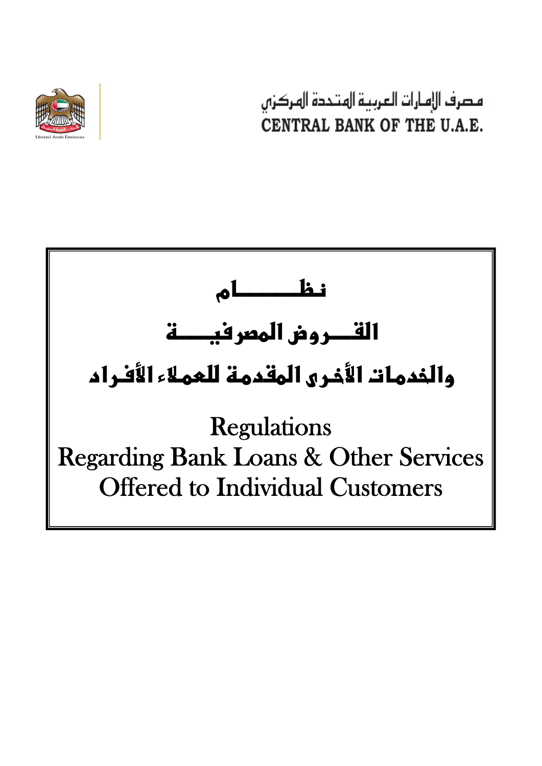مصرف الإمارات العربية المتحدة المركزي

CENTRAL BANK OF THE U.A.E.

# نظام
# القروض المصرفية
# والخدمات الأخرى المقدمة للعملاء الأفراد

# Regulations
# Regarding Bank Loans & Other Services Offered to Individual Customers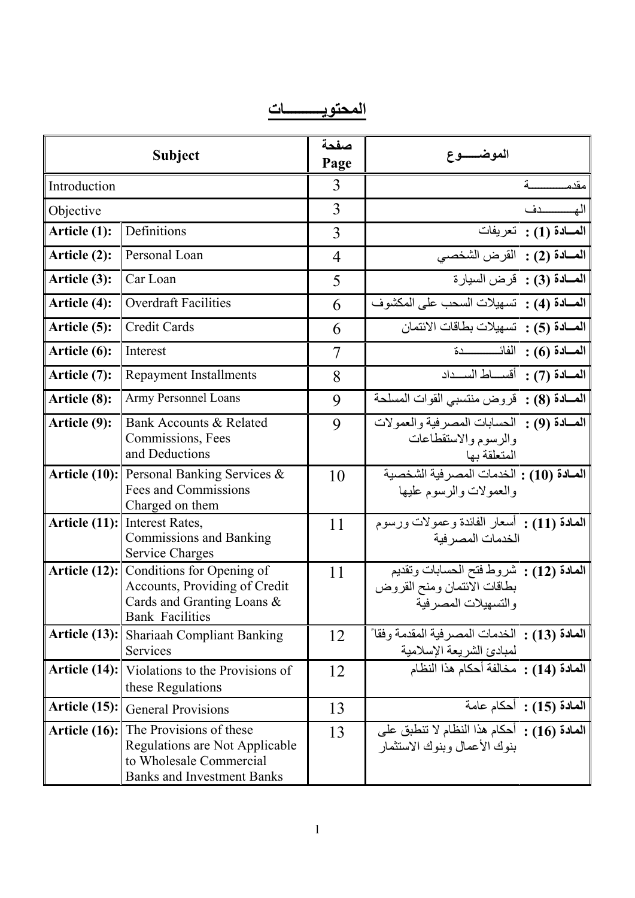# المحتويـــــــات

| Subject | | صفحة Page | الموضـــوع |
|---|---|---|---|
| Introduction | | 3 | مقدمـــــــة |
| Objective | | 3 | الهـــــدف |
| **Article (1):** | Definitions | 3 | **المــادة (1) :** تعريفات |
| **Article (2):** | Personal Loan | 4 | **المــادة (2) :** القرض الشخصي |
| **Article (3):** | Car Loan | 5 | **المــادة (3) :** قرض السيارة |
| **Article (4):** | Overdraft Facilities | 6 | **المــادة (4) :** تسهيلات السحب على المكشوف |
| **Article (5):** | Credit Cards | 6 | **المــادة (5) :** تسهيلات بطاقات الائتمان |
| **Article (6):** | Interest | 7 | **المــادة (6) :** الفائـــــدة |
| **Article (7):** | Repayment Installments | 8 | **المــادة (7) :** أقســاط الســداد |
| **Article (8):** | Army Personnel Loans | 9 | **المــادة (8) :** قروض منتسبي القوات المسلحة |
| **Article (9):** | Bank Accounts & Related Commissions, Fees and Deductions | 9 | **المــادة (9) :** الحسابات المصرفية والعمولات والرسوم والاستقطاعات المتعلقة بها |
| **Article (10):** | Personal Banking Services & Fees and Commissions Charged on them | 10 | **المــادة (10) :** الخدمات المصرفية الشخصية والعمولات والرسوم عليها |
| **Article (11):** | Interest Rates, Commissions and Banking Service Charges | 11 | **المادة (11) :** أسعار الفائدة وعمولات ورسوم الخدمات المصرفية |
| **Article (12):** | Conditions for Opening of Accounts, Providing of Credit Cards and Granting Loans & Bank Facilities | 11 | **المادة (12) :** شروط فتح الحسابات وتقديم بطاقات الائتمان ومنح القروض والتسهيلات المصرفية |
| **Article (13):** | Shariaah Compliant Banking Services | 12 | **المادة (13) :** الخدمات المصرفية المقدمة وفقاً لمبادئ الشريعة الإسلامية |
| **Article (14):** | Violations to the Provisions of these Regulations | 12 | **المادة (14) :** مخالفة أحكام هذا النظام |
| **Article (15):** | General Provisions | 13 | **المادة (15) :** أحكام عامة |
| **Article (16):** | The Provisions of these Regulations are Not Applicable to Wholesale Commercial Banks and Investment Banks | 13 | **المادة (16) :** أحكام هذا النظام لا تنطبق على بنوك الأعمال وبنوك الاستثمار |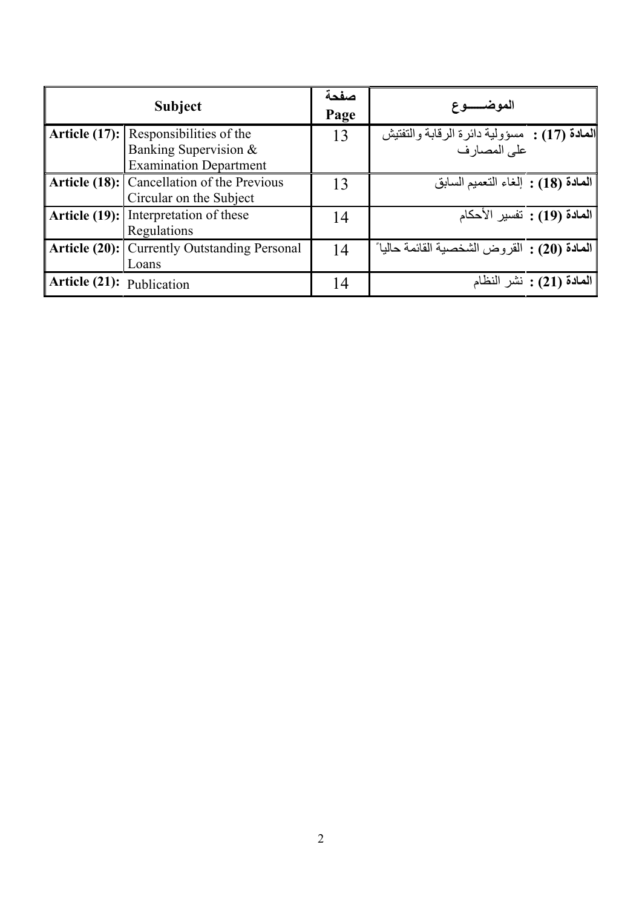| Subject | | صفحة Page | الموضـــوع |
|---|---|---|---|
| **Article (17):** | Responsibilities of the Banking Supervision & Examination Department | 13 | **المادة (17) :** مسؤولية دائرة الرقابة والتفتيش على المصارف |
| **Article (18):** | Cancellation of the Previous Circular on the Subject | 13 | **المادة (18) :** إلغاء التعميم السابق |
| **Article (19):** | Interpretation of these Regulations | 14 | **المادة (19) :** تفسير الأحكام |
| **Article (20):** | Currently Outstanding Personal Loans | 14 | **المادة (20) :** القروض الشخصية القائمة حالياً |
| **Article (21):** | Publication | 14 | **المادة (21) :** نشر النظام |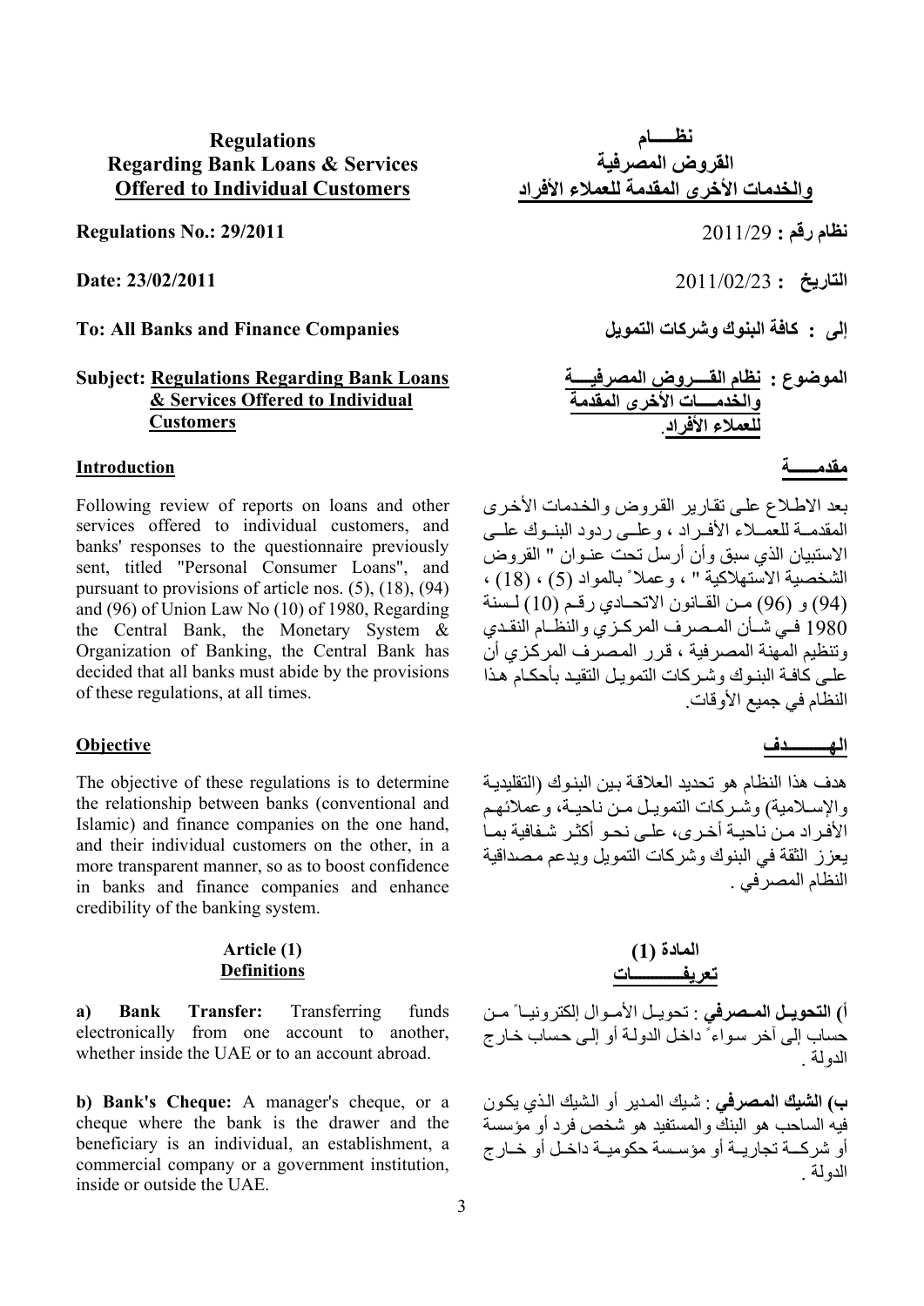# Regulations Regarding Bank Loans & Services Offered to Individual Customers

# نظـــام القروض المصرفية والخدمات الأخرى المقدمة للعملاء الأفراد

**Regulations No.: 29/2011**

**نظام رقم :** 2011/29

**Date: 23/02/2011**

**التاريخ :** 2011/02/23

**To: All Banks and Finance Companies**

**إلى : كافة البنوك وشركات التمويل**

**Subject: Regulations Regarding Bank Loans & Services Offered to Individual Customers**

**الموضوع : نظام القـــروض المصرفيـــة والخدمـــات الأخرى المقدمة للعملاء الأفراد.**

## Introduction

Following review of reports on loans and other services offered to individual customers, and banks' responses to the questionnaire previously sent, titled "Personal Consumer Loans", and pursuant to provisions of article nos. (5), (18), (94) and (96) of Union Law No (10) of 1980, Regarding the Central Bank, the Monetary System & Organization of Banking, the Central Bank has decided that all banks must abide by the provisions of these regulations, at all times.

## مقدمـــــة

بعد الاطلاع على تقارير القروض والخدمات الأخرى المقدمة للعمـلاء الأفـراد ، وعلـى ردود البنـوك علـى الاستبيان الذي سبق وأن أرسل تحت عنوان " القروض الشخصية الاستهلاكية " ، وعملاً بالمواد (5) ، (18) ، (94) و (96) مـن القـانون الاتحـادي رقـم (10) لسنة 1980 فـي شـأن المصرف المركـزي والنظـام النقـدي وتنظيم المهنة المصرفية ، قرر المصرف المركزي أن على كافة البنوك وشركات التمويل التقيد بأحكام هذا النظام في جميع الأوقات.

## Objective

The objective of these regulations is to determine the relationship between banks (conventional and Islamic) and finance companies on the one hand, and their individual customers on the other, in a more transparent manner, so as to boost confidence in banks and finance companies and enhance credibility of the banking system.

## الهـــــــدف

هدف هذا النظام هو تحديد العلاقة بين البنوك (التقليدية والإسلامية) وشركات التمويل من ناحية، وعملائهم الأفراد من ناحية أخرى، على نحو أكثر شفافية بما يعزز الثقة في البنوك وشركات التمويل ويدعم مصداقية النظام المصرفي .

### Article (1)
### Definitions

**a) Bank Transfer:** Transferring funds electronically from one account to another, whether inside the UAE or to an account abroad.

**b) Bank's Cheque:** A manager's cheque, or a cheque where the bank is the drawer and the beneficiary is an individual, an establishment, a commercial company or a government institution, inside or outside the UAE.

### المادة (1)
### تعريفـــــــات

**أ) التحويـل المصرفي** : تحويل الأموال إلكترونياً من حساب إلى آخر سواءً داخل الدولة أو إلى حساب خارج الدولة .

**ب) الشيك المصرفي** : شيك المدير أو الشيك الذي يكون فيه الساحب هو البنك والمستفيد هو شخص فرد أو مؤسسة أو شركة تجارية أو مؤسسة حكومية داخل أو خارج الدولة .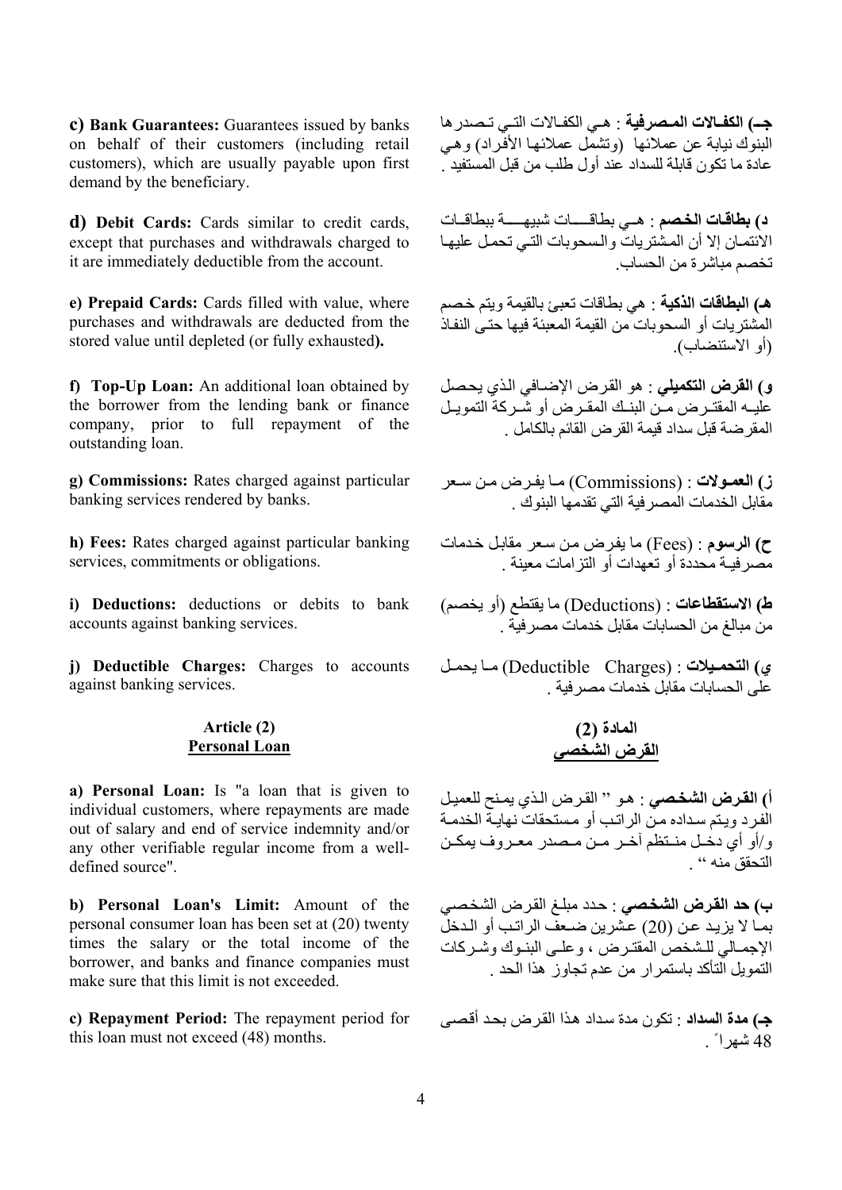**c) Bank Guarantees:** Guarantees issued by banks on behalf of their customers (including retail customers), which are usually payable upon first demand by the beneficiary.

**جـ) الكفـالات المـصرفية** : هـي الكفـالات التـي تـصدرها البنوك نيابة عن عملائها (وتشمل عملائها الأفراد) وهي عادة ما تكون قابلة للسداد عند أول طلب من قبل المستفيد .

**d) Debit Cards:** Cards similar to credit cards, except that purchases and withdrawals charged to it are immediately deductible from the account.

**د) بطاقـات الخـصم** : هـي بطاقـات شبيهـة ببطاقـات الائتمـان إلا أن المشتريات والسحوبات التـي تحمـل عليهـا تخصم مباشرة من الحساب.

**e) Prepaid Cards:** Cards filled with value, where purchases and withdrawals are deducted from the stored value until depleted (or fully exhausted**).**

**هـ) البطاقات الذكية** : هي بطاقات تعبئ بالقيمة ويتم خصم المشتريات أو السحوبات من القيمة المعبئة فيها حتى النفاذ (أو الاستنضاب).

**f) Top-Up Loan:** An additional loan obtained by the borrower from the lending bank or finance company, prior to full repayment of the outstanding loan.

**و) القرض التكميلي** : هو القرض الإضـافي الـذي يحصل عليـه المقتـرض مـن البنـك المقـرض أو شـركة التمويـل المقرضة قبل سداد قيمة القرض القائم بالكامل .

**g) Commissions:** Rates charged against particular banking services rendered by banks.

**ز) العمـولات** : (Commissions) مـا يفـرض مـن سـعر مقابل الخدمات المصرفية التي تقدمها البنوك .

**h) Fees:** Rates charged against particular banking services, commitments or obligations.

**ح) الرسوم** : (Fees) ما يفرض من سعر مقابل خدمات مصـرفيـة محددة أو تعهدات أو التزامات معينة .

**i) Deductions:** deductions or debits to bank accounts against banking services.

**ط) الاستقطاعات** : (Deductions) ما يقتطع (أو يخصم) من مبالغ من الحسابات مقابل خدمات مصرفية .

**j) Deductible Charges:** Charges to accounts against banking services.

**ي) التحمـيلات** : (Deductible Charges) مـا يحمـل على الحسابات مقابل خدمات مصرفية .

## Article (2)
## Personal Loan

## المادة (2)
## القرض الشخصي

**a) Personal Loan:** Is "a loan that is given to individual customers, where repayments are made out of salary and end of service indemnity and/or any other verifiable regular income from a well-defined source".

**أ) القرض الشخصي** : هـو " القـرض الـذي يمـنح للعميـل الفـرد ويـتم سـداده مـن الراتـب أو مـستحقات نهايـة الخدمـة و/أو أي دخـل منـتظم آخـر مـن مـصدر معـروف يمكـن التحقق منه " .

**b) Personal Loan's Limit:** Amount of the personal consumer loan has been set at (20) twenty times the salary or the total income of the borrower, and banks and finance companies must make sure that this limit is not exceeded.

**ب) حد القرض الشخصي** : حدد مبلـغ القرض الشخصي بمـا لا يزيـد عـن (20) عـشرين ضـعف الراتـب أو الـدخل الإجمـالي للـشخص المقتـرض ، وعلـى البنـوك وشـركات التمويل التأكد باستمرار من عدم تجاوز هذا الحد .

**c) Repayment Period:** The repayment period for this loan must not exceed (48) months.

**جـ) مدة السداد** : تكون مدة سداد هذا القرض بحد أقصى 48 شهراً .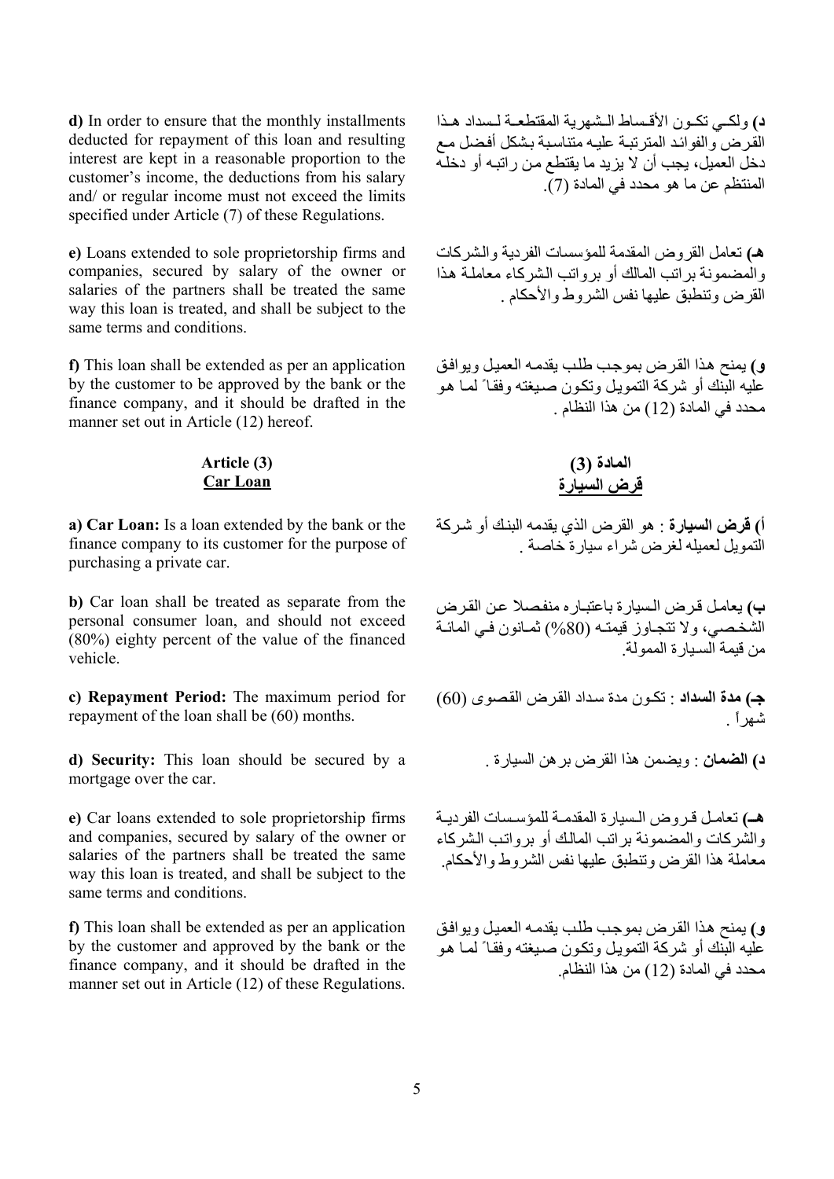**d)** In order to ensure that the monthly installments deducted for repayment of this loan and resulting interest are kept in a reasonable proportion to the customer's income, the deductions from his salary and/ or regular income must not exceed the limits specified under Article (7) of these Regulations.

**د)** ولكـي تكـون الأقـساط الـشهرية المقتطعـة لـسداد هـذا القرض والفوائد المترتبة عليه متناسبة بشكل أفضل مع دخل العميل، يجب أن لا يزيد ما يقتطع من راتبه أو دخله المنتظم عن ما هو محدد في المادة (7).

**e)** Loans extended to sole proprietorship firms and companies, secured by salary of the owner or salaries of the partners shall be treated the same way this loan is treated, and shall be subject to the same terms and conditions.

**هـ)** تعامل القروض المقدمة للمؤسسات الفردية والشركات والمضمونة براتب المالك أو برواتب الشركاء معاملة هذا القرض وتنطبق عليها نفس الشروط والأحكام .

**f)** This loan shall be extended as per an application by the customer to be approved by the bank or the finance company, and it should be drafted in the manner set out in Article (12) hereof.

**و)** يمنح هذا القرض بموجب طلب يقدمه العميل ويوافق عليه البنك أو شركة التمويل وتكون صيغته وفقاً لما هو محدد في المادة (12) من هذا النظام .

## Article (3)
## Car Loan

## المادة (3)
## قرض السيارة

**a) Car Loan:** Is a loan extended by the bank or the finance company to its customer for the purpose of purchasing a private car.

**أ) قرض السيارة** : هو القرض الذي يقدمه البنك أو شركة التمويل لعميله لغرض شراء سيارة خاصة .

**b)** Car loan shall be treated as separate from the personal consumer loan, and should not exceed (80%) eighty percent of the value of the financed vehicle.

**ب)** يعامل قرض السيارة باعتباره منفصلا عن القرض الشخصي، ولا تتجاوز قيمته (80%) ثمانون في المائة من قيمة السيارة الممولة.

**c) Repayment Period:** The maximum period for repayment of the loan shall be (60) months.

**جـ) مدة السداد** : تكون مدة سداد القرض القصوى (60) شهراً .

**d) Security:** This loan should be secured by a mortgage over the car.

**د) الضمان** : ويضمن هذا القرض برهن السيارة .

**e)** Car loans extended to sole proprietorship firms and companies, secured by salary of the owner or salaries of the partners shall be treated the same way this loan is treated, and shall be subject to the same terms and conditions.

**هـ)** تعامل قروض السيارة المقدمة للمؤسسات الفردية والشركات والمضمونة براتب المالك أو برواتب الشركاء معاملة هذا القرض وتنطبق عليها نفس الشروط والأحكام.

**f)** This loan shall be extended as per an application by the customer and approved by the bank or the finance company, and it should be drafted in the manner set out in Article (12) of these Regulations.

**و)** يمنح هذا القرض بموجب طلب يقدمه العميل ويوافق عليه البنك أو شركة التمويل وتكون صيغته وفقاً لما هو محدد في المادة (12) من هذا النظام.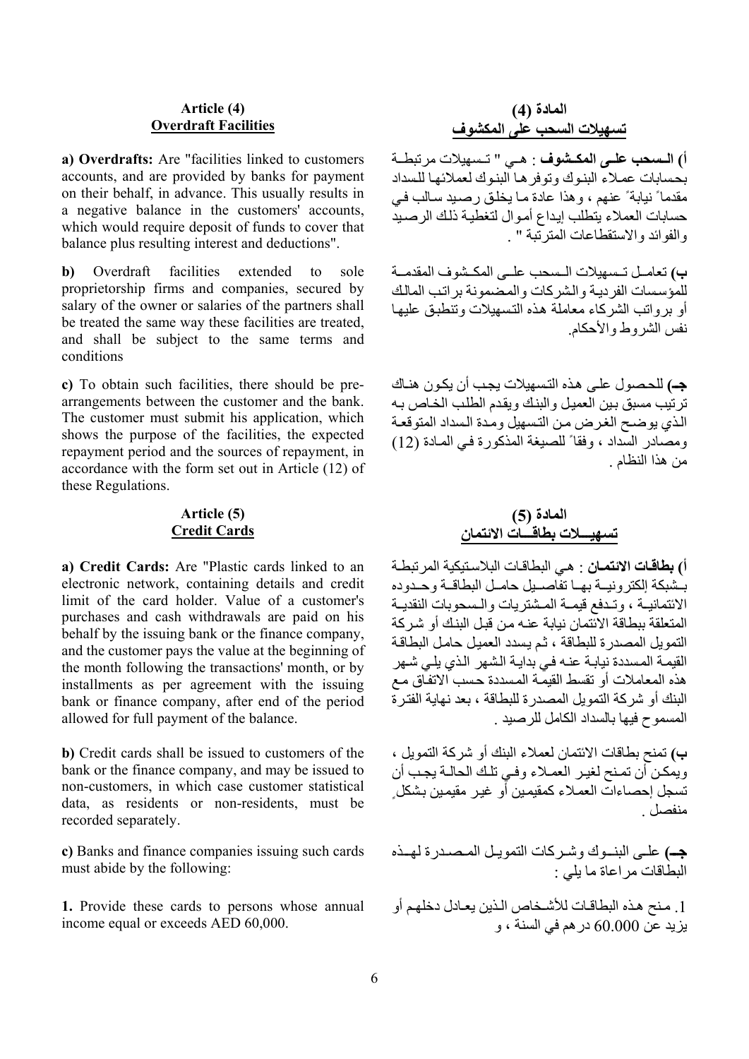## Article (4)
## Overdraft Facilities

**a) Overdrafts:** Are "facilities linked to customers accounts, and are provided by banks for payment on their behalf, in advance. This usually results in a negative balance in the customers' accounts, which would require deposit of funds to cover that balance plus resulting interest and deductions".

**b)** Overdraft facilities extended to sole proprietorship firms and companies, secured by salary of the owner or salaries of the partners shall be treated the same way these facilities are treated, and shall be subject to the same terms and conditions

**c)** To obtain such facilities, there should be pre-arrangements between the customer and the bank. The customer must submit his application, which shows the purpose of the facilities, the expected repayment period and the sources of repayment, in accordance with the form set out in Article (12) of these Regulations.

## Article (5)
## Credit Cards

**a) Credit Cards:** Are "Plastic cards linked to an electronic network, containing details and credit limit of the card holder. Value of a customer's purchases and cash withdrawals are paid on his behalf by the issuing bank or the finance company, and the customer pays the value at the beginning of the month following the transactions' month, or by installments as per agreement with the issuing bank or finance company, after end of the period allowed for full payment of the balance.

**b)** Credit cards shall be issued to customers of the bank or the finance company, and may be issued to non-customers, in which case customer statistical data, as residents or non-residents, must be recorded separately.

**c)** Banks and finance companies issuing such cards must abide by the following:

**1.** Provide these cards to persons whose annual income equal or exceeds AED 60,000.

## المادة (4)
## تسهيلات السحب على المكشوف

**أ) السحب على المكشوف** : هي " تسهيلات مرتبطة بحسابات عملاء البنوك وتوفرها البنوك لعملائها للسداد مقدماً نيابةً عنهم ، وهذا عادة ما يخلق رصيد سالب في حسابات العملاء يتطلب إيداع أموال لتغطية ذلك الرصيد والفوائد والاستقطاعات المترتبة " .

**ب)** تعامل تسهيلات السحب على المكشوف المقدمة للمؤسسات الفردية والشركات والمضمونة براتب المالك أو برواتب الشركاء معاملة هذه التسهيلات وتنطبق عليها نفس الشروط والأحكام.

**جـ)** للحصول على هذه التسهيلات يجب أن يكون هناك ترتيب مسبق بين العميل والبنك ويقدم الطلب الخاص به الذي يوضح الغرض من التسهيل ومدة السداد المتوقعة ومصادر السداد ، وفقاً للصيغة المذكورة في المادة (12) من هذا النظام .

## المادة (5)
## تسهيـــلات بطاقـــات الائتمان

**أ) بطاقات الائتمان** : هي البطاقات البلاستيكية المرتبطة بشبكة إلكترونية بها تفاصيل حامل البطاقة وحدوده الائتمانية ، وتدفع قيمة المشتريات والسحوبات النقدية المتعلقة ببطاقة الائتمان نيابة عنه من قبل البنك أو شركة التمويل المصدرة للبطاقة ، ثم يسدد العميل حامل البطاقة القيمة المسددة نيابة عنه في بداية الشهر الذي يلي شهر هذه المعاملات أو تقسط القيمة المسددة حسب الاتفاق مع البنك أو شركة التمويل المصدرة للبطاقة ، بعد نهاية الفترة المسموح فيها بالسداد الكامل للرصيد .

**ب)** تمنح بطاقات الائتمان لعملاء البنك أو شركة التمويل ، ويمكن أن تمنح لغير العملاء وفي تلك الحالة يجب أن تسجل إحصاءات العملاء كمقيمين أو غير مقيمين بشكلٍ منفصل .

**جـ)** على البنوك وشركات التمويل المصدرة لهذه البطاقات مراعاة ما يلي :

1. منح هذه البطاقات للأشخاص الذين يعادل دخلهم أو يزيد عن 60.000 درهم في السنة ، و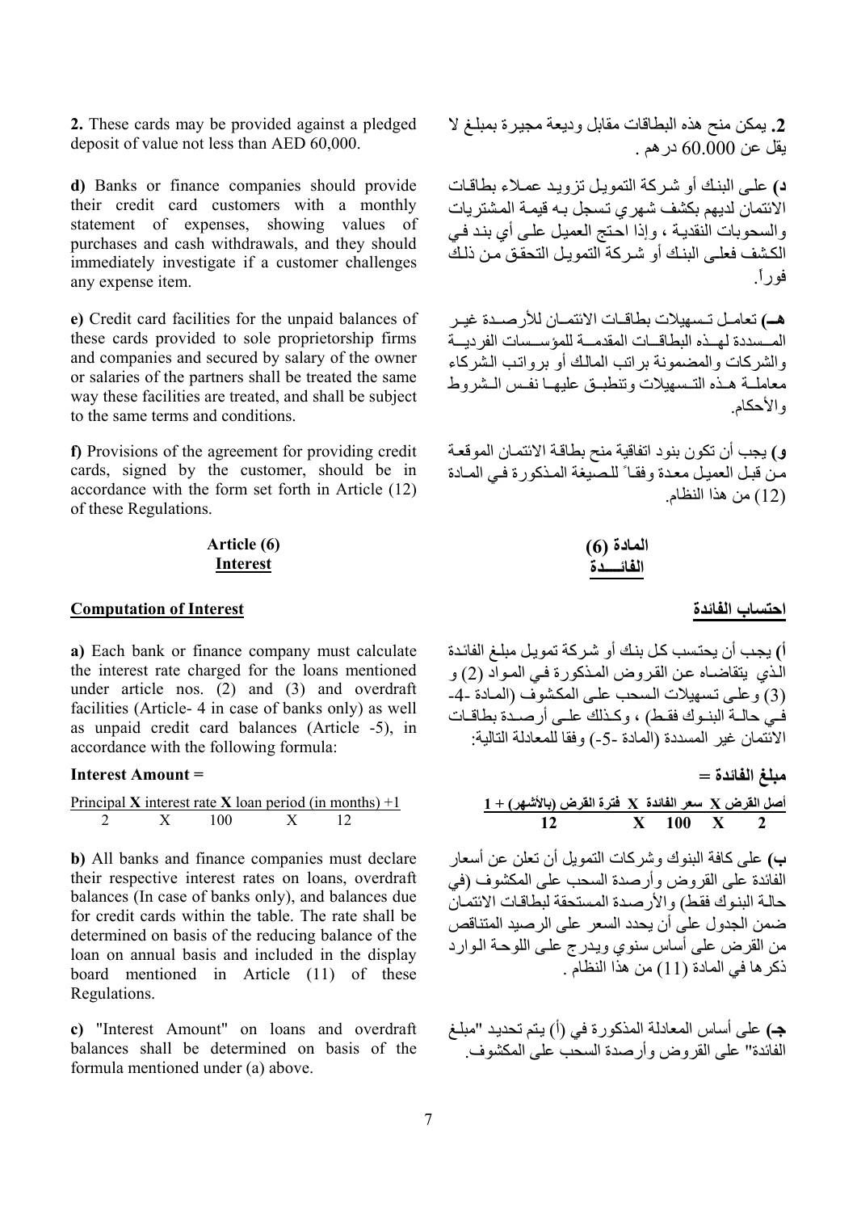**2.** These cards may be provided against a pledged deposit of value not less than AED 60,000.

**2.** يمكن منح هذه البطاقات مقابل وديعة مجيرة بمبلغ لا يقل عن 60.000 درهم .

**d)** Banks or finance companies should provide their credit card customers with a monthly statement of expenses, showing values of purchases and cash withdrawals, and they should immediately investigate if a customer challenges any expense item.

**د)** على البنك أو شركة التمويل تزويد عملاء بطاقات الائتمان لديهم بكشف شهري تسجل به قيمة المشتريات والسحوبات النقدية ، وإذا احتج العميل على أي بند في الكشف فعلى البنك أو شركة التمويل التحقق من ذلك فوراً.

**e)** Credit card facilities for the unpaid balances of these cards provided to sole proprietorship firms and companies and secured by salary of the owner or salaries of the partners shall be treated the same way these facilities are treated, and shall be subject to the same terms and conditions.

**هـ)** تعامل تسهيلات بطاقات الائتمان للأرصدة غير المسددة لهذه البطاقات المقدمة للمؤسسات الفردية والشركات والمضمونة برواتب المالك أو برواتب الشركاء معاملة هذه التسهيلات وتنطبق عليها نفس الشروط والأحكام.

**f)** Provisions of the agreement for providing credit cards, signed by the customer, should be in accordance with the form set forth in Article (12) of these Regulations.

**و)** يجب أن تكون بنود اتفاقية منح بطاقة الائتمان الموقعة من قبل العميل معدة وفقاً للصيغة المذكورة في المادة (12) من هذا النظام.

## Article (6)
## Interest

## المادة (6)
## الفائــــدة

### Computation of Interest

### احتساب الفائدة

**a)** Each bank or finance company must calculate the interest rate charged for the loans mentioned under article nos. (2) and (3) and overdraft facilities (Article- 4 in case of banks only) as well as unpaid credit card balances (Article -5), in accordance with the following formula:

**أ)** يجب أن يحتسب كل بنك أو شركة تمويل مبلغ الفائدة الذي يتقاضاه عن القروض المذكورة في المواد (2) و (3) وعلى تسهيلات السحب على المكشوف (المادة -4- في حالة البنوك فقط) ، وكذلك على أرصدة بطاقات الائتمان غير المسددة (المادة -5-) وفقا للمعادلة التالية:

**Interest Amount =**

$$\frac{\text{Principal} \times \text{interest rate} \times \text{loan period (in months)} + 1}{2 \times 100 \times 12}$$

**مبلغ الفائدة =**

$$\frac{\text{أصل القرض} \times \text{سعر الفائدة} \times \text{فترة القرض (بالأشهر)} + 1}{12 \times 100 \times 2}$$

**b)** All banks and finance companies must declare their respective interest rates on loans, overdraft balances (In case of banks only), and balances due for credit cards within the table. The rate shall be determined on basis of the reducing balance of the loan on annual basis and included in the display board mentioned in Article (11) of these Regulations.

**ب)** على كافة البنوك وشركات التمويل أن تعلن عن أسعار الفائدة على القروض وأرصدة السحب على المكشوف (في حالة البنوك فقط) والأرصدة المستحقة لبطاقات الائتمان ضمن الجدول على أن يحدد السعر على الرصيد المتناقص من القرض على أساس سنوي ويدرج على اللوحة الوارد ذكرها في المادة (11) من هذا النظام .

**c)** "Interest Amount" on loans and overdraft balances shall be determined on basis of the formula mentioned under (a) above.

**جـ)** على أساس المعادلة المذكورة في (أ) يتم تحديد "مبلغ الفائدة" على القروض وأرصدة السحب على المكشوف.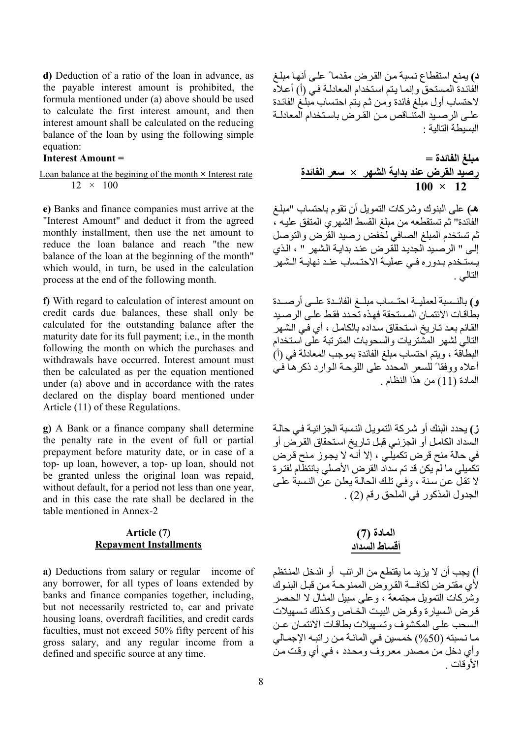**d)** Deduction of a ratio of the loan in advance, as the payable interest amount is prohibited, the formula mentioned under (a) above should be used to calculate the first interest amount, and then interest amount shall be calculated on the reducing balance of the loan by using the following simple equation:

**Interest Amount =**

$$\frac{\text{Loan balance at the begining of the month} \times \text{Interest rate}}{12 \times 100}$$

**e)** Banks and finance companies must arrive at the "Interest Amount" and deduct it from the agreed monthly installment, then use the net amount to reduce the loan balance and reach "the new balance of the loan at the beginning of the month" which would, in turn, be used in the calculation process at the end of the following month.

**f)** With regard to calculation of interest amount on credit cards due balances, these shall only be calculated for the outstanding balance after the maturity date for its full payment; i.e., in the month following the month on which the purchases and withdrawals have occurred. Interest amount must then be calculated as per the equation mentioned under (a) above and in accordance with the rates declared on the display board mentioned under Article (11) of these Regulations.

**g)** A Bank or a finance company shall determine the penalty rate in the event of full or partial prepayment before maturity date, or in case of a top- up loan, however, a top- up loan, should not be granted unless the original loan was repaid, without default, for a period not less than one year, and in this case the rate shall be declared in the table mentioned in Annex-2

### Article (7)
### Repayment Installments

**a)** Deductions from salary or regular income of any borrower, for all types of loans extended by banks and finance companies together, including, but not necessarily restricted to, car and private housing loans, overdraft facilities, and credit cards faculties, must not exceed 50% fifty percent of his gross salary, and any regular income from a defined and specific source at any time.

**د)** يمنع استقطاع نسبة من القرض مقدماً على أنها مبلغ الفائدة المستحق وإنما يتم استخدام المعادلة في (أ) أعلاه لاحتساب أول مبلغ فائدة ومن ثم يتم احتساب مبلغ الفائدة على الرصيد المتناقص من القرض باستخدام المعادلة البسيطة التالية :

**مبلغ الفائدة =**

$$\frac{\text{رصيد القرض عند بداية الشهر} \times \text{سعر الفائدة}}{100 \times 12}$$

**هـ)** على البنوك وشركات التمويل أن تقوم باحتساب "مبلغ الفائدة" ثم تستقطعه من مبلغ القسط الشهري المتفق عليه ، ثم تستخدم المبلغ الصافي لخفض رصيد القرض والتوصل إلى " الرصيد الجديد للقرض عند بداية الشهر " ، الذي يستخدم بدوره في عملية الاحتساب عند نهاية الشهر التالي .

**و)** بالنسبة لعملية احتساب مبلغ الفائدة على أرصدة بطاقات الائتمان المستحقة فهذه تحدد فقط على الرصيد القائم بعد تاريخ استحقاق سداده بالكامل ، أي في الشهر التالي لشهر المشتريات والسحوبات المترتبة على استخدام البطاقة ، ويتم احتساب مبلغ الفائدة بموجب المعادلة في (أ) أعلاه ووفقاً للسعر المحدد على اللوحة الوارد ذكرها في المادة (11) من هذا النظام .

**ز)** يحدد البنك أو شركة التمويل النسبة الجزائية في حالة السداد الكامل أو الجزئي قبل تاريخ استحقاق القرض أو في حالة منح قرض تكميلي ، إلا أنه لا يجوز منح قرض تكميلي ما لم يكن قد تم سداد القرض الأصلي بانتظام لفترة لا تقل عن سنة ، وفي تلك الحالة يعلن عن النسبة على الجدول المذكور في الملحق رقم (2) .

### المادة (7)
### أقساط السداد

**أ)** يجب أن لا يزيد ما يقتطع من الراتب أو الدخل المنتظم لأي مقترض لكافة القروض الممنوحة من قبل البنوك وشركات التمويل مجتمعة ، وعلى سبيل المثال لا الحصر قرض السيارة وقرض البيت الخاص وكذلك تسهيلات السحب على المكشوف وتسهيلات بطاقات الائتمان عن ما نسبته (50%) خمسين في المائة من راتبه الإجمالي وأي دخل من مصدر معروف ومحدد ، في أي وقت من الأوقات .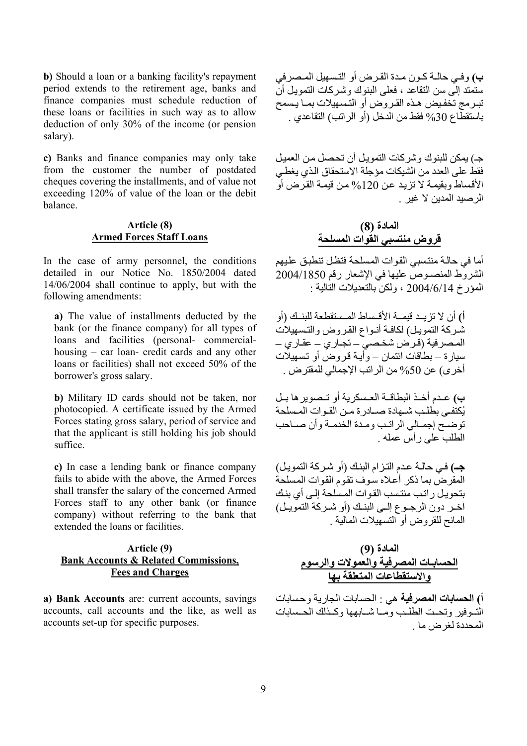**b)** Should a loan or a banking facility's repayment period extends to the retirement age, banks and finance companies must schedule reduction of these loans or facilities in such way as to allow deduction of only 30% of the income (or pension salary).

**ب)** وفـي حالـة كـون مـدة القـرض أو التـسهيل المـصرفي ستمتد إلى سن التقاعد ، فعلى البنوك وشركات التمويل أن تبـرمج تخفيض هـذه القـروض أو التـسهيلات بمـا يـسمح باستقطاع 30% فقط من الدخل (أو الراتب) التقاعدي .

**c)** Banks and finance companies may only take from the customer the number of postdated cheques covering the installments, and of value not exceeding 120% of value of the loan or the debit balance.

جـ) يمكن للبنوك وشركات التمويل أن تحصل من العميل فقط على العدد من الشيكات مؤجلة الاستحقاق الذي يغطـي الأقساط وبقيمـة لا تزيـد عن 120% مـن قيمـة القـرض أو الرصيد المدين لا غير .

## Article (8)
## Armed Forces Staff Loans

## المادة (8)
## قروض منتسبي القوات المسلحة

In the case of army personnel, the conditions detailed in our Notice No. 1850/2004 dated 14/06/2004 shall continue to apply, but with the following amendments:

أما في حالـة منتسبي القوات المسلحة فتظل تنطبق عليهم الشروط المنصـوص عليها في الإشعار رقم 2004/1850 المؤرخ 2004/6/14 ، ولكن بالتعديلات التالية :

**a)** The value of installments deducted by the bank (or the finance company) for all types of loans and facilities (personal- commercial- housing – car loan- credit cards and any other loans or facilities) shall not exceed 50% of the borrower's gross salary.

**أ)** أن لا تزيـد قيمـة الأقـساط المـستقطعة للبنـك (أو شـركة التمويـل) لكافـة أنـواع القـروض والتـسهيلات المـصرفية (قـرض شخـصي – تجـاري – عقـاري – سيارة – بطاقات ائتمان – وأيـة قروض أو تسهيلات أخرى) عن 50% من الراتب الإجمالي للمقترض .

**b)** Military ID cards should not be taken, nor photocopied. A certificate issued by the Armed Forces stating gross salary, period of service and that the applicant is still holding his job should suffice.

**ب)** عـدم أخـذ البطاقـة العـسكرية أو تـصويرها بـل يُكتفـى بطلـب شـهادة صـادرة مـن القـوات المـسلحة توضـح إجمـالي الراتـب ومـدة الخدمـة وأن صـاحب الطلب على رأس عمله .

**c)** In case a lending bank or finance company fails to abide with the above, the Armed Forces shall transfer the salary of the concerned Armed Forces staff to any other bank (or finance company) without referring to the bank that extended the loans or facilities.

**جـ)** في حالـة عدم التزام البنك (أو شـركة التمويـل) المقرض بما ذكر أعلاه سوف تقوم القوات المسلحة بتحويل راتـب منتسب القوات المسلحة إلـى أي بنك آخـر دون الرجـوع إلـى البنـك (أو شـركة التمويـل) المانح للقروض أو التسهيلات المالية .

## Article (9)
## Bank Accounts & Related Commissions, Fees and Charges

## المادة (9)
## الحسابات المصرفية والعمولات والرسوم والاستقطاعات المتعلقة بها

**a) Bank Accounts** are: current accounts, savings accounts, call accounts and the like, as well as accounts set-up for specific purposes.

**أ) الحسابات المصرفية** هي : الحسابات الجارية وحسابات التـوفير وتحـت الطلـب ومـا شـابهها وكـذلك الحـسابات المحددة لغرض ما .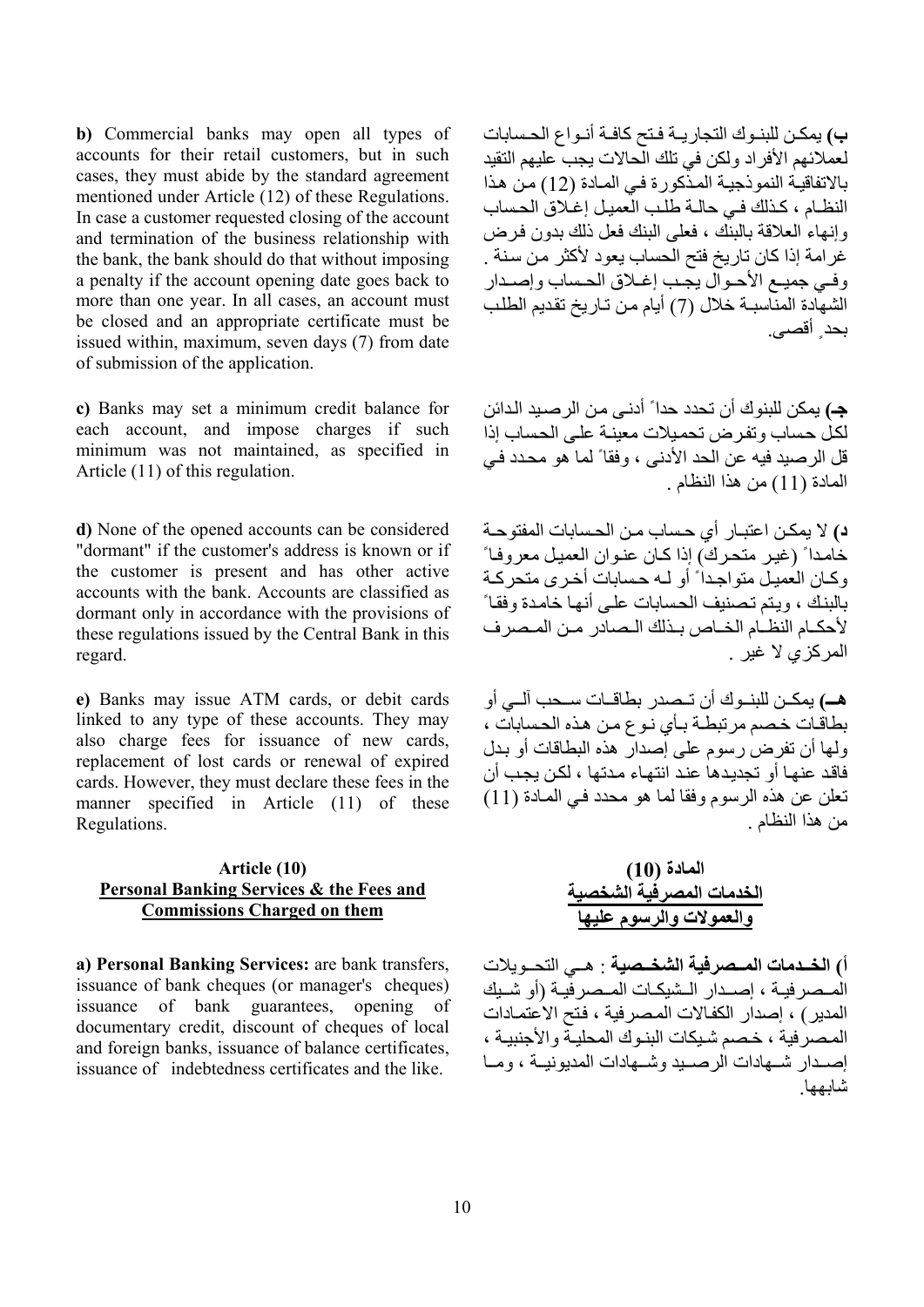**b)** Commercial banks may open all types of accounts for their retail customers, but in such cases, they must abide by the standard agreement mentioned under Article (12) of these Regulations. In case a customer requested closing of the account and termination of the business relationship with the bank, the bank should do that without imposing a penalty if the account opening date goes back to more than one year. In all cases, an account must be closed and an appropriate certificate must be issued within, maximum, seven days (7) from date of submission of the application.

**ب)** يمكن للبنوك التجارية فتح كافة أنواع الحسابات لعملائهم الأفراد ولكن في تلك الحالات يجب عليهم التقيد بالاتفاقية النموذجية المذكورة في المادة (12) من هذا النظام ، كذلك في حالة طلب العميل إغلاق الحساب وإنهاء العلاقة بالبنك ، فعلى البنك فعل ذلك بدون فرض غرامة إذا كان تاريخ فتح الحساب يعود لأكثر من سنة . وفي جميع الأحوال يجب إغلاق الحساب وإصدار الشهادة المناسبة خلال (7) أيام من تاريخ تقديم الطلب بحدٍ أقصى.

**c)** Banks may set a minimum credit balance for each account, and impose charges if such minimum was not maintained, as specified in Article (11) of this regulation.

**جـ)** يمكن للبنوك أن تحدد حداً أدنى من الرصيد الدائن لكل حساب وتفرض تحميلات معينة على الحساب إذا قل الرصيد فيه عن الحد الأدنى ، وفقاً لما هو محدد في المادة (11) من هذا النظام .

**d)** None of the opened accounts can be considered "dormant" if the customer's address is known or if the customer is present and has other active accounts with the bank. Accounts are classified as dormant only in accordance with the provisions of these regulations issued by the Central Bank in this regard.

**د)** لا يمكن اعتبار أي حساب من الحسابات المفتوحة خامداً (غير متحرك) إذا كان عنوان العميل معروفاً وكان العميل متواجداً أو له حسابات أخرى متحركة بالبنك ، ويتم تصنيف الحسابات على أنها خامدة وفقاً لأحكام النظام الخاص بذلك الصادر من المصرف المركزي لا غير .

**e)** Banks may issue ATM cards, or debit cards linked to any type of these accounts. They may also charge fees for issuance of new cards, replacement of lost cards or renewal of expired cards. However, they must declare these fees in the manner specified in Article (11) of these Regulations.

**هـ)** يمكن للبنوك أن تصدر بطاقات سحب آلي أو بطاقات خصم مرتبطة بأي نوع من هذه الحسابات ، ولها أن تفرض رسوم على إصدار هذه البطاقات أو بدل فاقد عنها أو تجديدها عند انتهاء مدتها ، لكن يجب أن تعلن عن هذه الرسوم وفقا لما هو محدد في المادة (11) من هذا النظام .

## Article (10)
## Personal Banking Services & the Fees and Commissions Charged on them

## المادة (10)
## الخدمات المصرفية الشخصية والعمولات والرسوم عليها

**a) Personal Banking Services:** are bank transfers, issuance of bank cheques (or manager's cheques) issuance of bank guarantees, opening of documentary credit, discount of cheques of local and foreign banks, issuance of balance certificates, issuance of indebtedness certificates and the like.

**أ) الخدمات المصرفية الشخصية** : هي التحويلات المصرفية ، إصدار الشيكات المصرفية (أو شيك المدير) ، إصدار الكفالات المصرفية ، فتح الاعتمادات المصرفية ، خصم شيكات البنوك المحلية والأجنبية ، إصدار شهادات الرصيد وشهادات المديونية ، وما شابهها.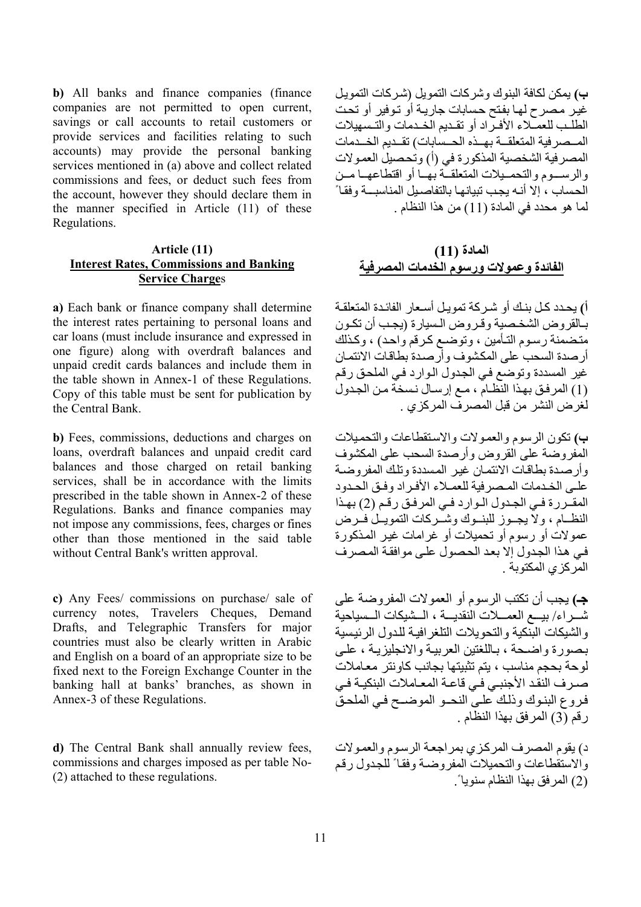**b)** All banks and finance companies (finance companies are not permitted to open current, savings or call accounts to retail customers or provide services and facilities relating to such accounts) may provide the personal banking services mentioned in (a) above and collect related commissions and fees, or deduct such fees from the account, however they should declare them in the manner specified in Article (11) of these Regulations.

**ب)** يمكن لكافة البنوك وشركات التمويل (شركات التمويل غير مصرح لها بفتح حسابات جارية أو توفير أو تحت الطلب للعملاء الأفراد أو تقديم الخدمات والتسهيلات المصرفية المتعلقة بهذه الحسابات) تقديم الخدمات المصرفية الشخصية المذكورة في (أ) وتحصيل العمولات والرسوم والتحميلات المتعلقة بها أو اقتطاعها من الحساب ، إلا أنه يجب تبيانها بالتفاصيل المناسبة وفقاً لما هو محدد في المادة (11) من هذا النظام .

## Article (11)
## Interest Rates, Commissions and Banking Service Charges

## المادة (11)
## الفائدة وعمولات ورسوم الخدمات المصرفية

**a)** Each bank or finance company shall determine the interest rates pertaining to personal loans and car loans (must include insurance and expressed in one figure) along with overdraft balances and unpaid credit cards balances and include them in the table shown in Annex-1 of these Regulations. Copy of this table must be sent for publication by the Central Bank.

**أ)** يحدد كل بنك أو شركة تمويل أسعار الفائدة المتعلقة بالقروض الشخصية وقروض السيارة (يجب أن تكون متضمنة رسوم التأمين ، وتوضع كرقم واحد) ، وكذلك أرصدة السحب على المكشوف وأرصدة بطاقات الائتمان غير المسددة وتوضع في الجدول الوارد في الملحق رقم (1) المرفق بهذا النظام ، مع إرسال نسخة من الجدول لغرض النشر من قبل المصرف المركزي .

**b)** Fees, commissions, deductions and charges on loans, overdraft balances and unpaid credit card balances and those charged on retail banking services, shall be in accordance with the limits prescribed in the table shown in Annex-2 of these Regulations. Banks and finance companies may not impose any commissions, fees, charges or fines other than those mentioned in the said table without Central Bank's written approval.

**ب)** تكون الرسوم والعمولات والاستقطاعات والتحميلات المفروضة على القروض وأرصدة السحب على المكشوف وأرصدة بطاقات الائتمان غير المسددة وتلك المفروضة على الخدمات المصرفية للعملاء الأفراد وفق الحدود المقررة في الجدول الوارد في المرفق رقم (2) بهذا النظام ، ولا يجوز للبنوك وشركات التمويل فرض عمولات أو رسوم أو تحميلات أو غرامات غير المذكورة في هذا الجدول إلا بعد الحصول على موافقة المصرف المركزي المكتوبة .

**c)** Any Fees/ commissions on purchase/ sale of currency notes, Travelers Cheques, Demand Drafts, and Telegraphic Transfers for major countries must also be clearly written in Arabic and English on a board of an appropriate size to be fixed next to the Foreign Exchange Counter in the banking hall at banks' branches, as shown in Annex-3 of these Regulations.

**جـ)** يجب أن تكتب الرسوم أو العمولات المفروضة على شراء/ بيع العملات النقدية ، الشيكات السياحية والشيكات البنكية والتحويلات التلغرافية للدول الرئيسية بصورة واضحة ، باللغتين العربية والانجليزية ، على لوحة بحجم مناسب ، يتم تثبيتها بجانب كاونتر معاملات صرف النقد الأجنبي في قاعة المعاملات البنكية في فروع البنوك وذلك على النحو الموضح في الملحق رقم (3) المرفق بهذا النظام .

**d)** The Central Bank shall annually review fees, commissions and charges imposed as per table No-(2) attached to these regulations.

د) يقوم المصرف المركزي بمراجعة الرسوم والعمولات والاستقطاعات والتحميلات المفروضة وفقاً للجدول رقم (2) المرفق بهذا النظام سنوياً .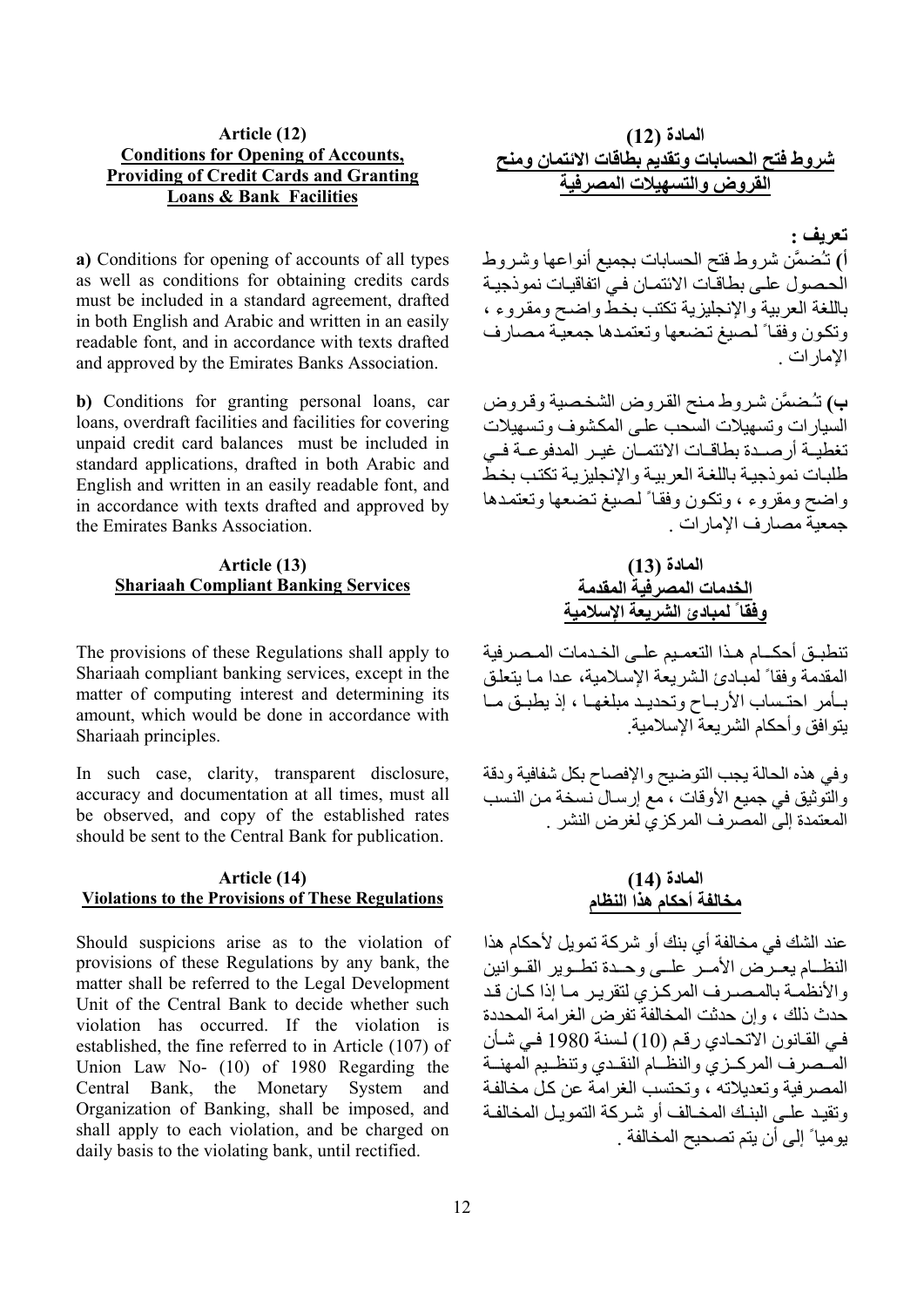## Article (12)
## Conditions for Opening of Accounts, Providing of Credit Cards and Granting Loans & Bank Facilities

**a)** Conditions for opening of accounts of all types as well as conditions for obtaining credits cards must be included in a standard agreement, drafted in both English and Arabic and written in an easily readable font, and in accordance with texts drafted and approved by the Emirates Banks Association.

**b)** Conditions for granting personal loans, car loans, overdraft facilities and facilities for covering unpaid credit card balances must be included in standard applications, drafted in both Arabic and English and written in an easily readable font, and in accordance with texts drafted and approved by the Emirates Banks Association.

## Article (13)
## Shariaah Compliant Banking Services

The provisions of these Regulations shall apply to Shariaah compliant banking services, except in the matter of computing interest and determining its amount, which would be done in accordance with Shariaah principles.

In such case, clarity, transparent disclosure, accuracy and documentation at all times, must all be observed, and copy of the established rates should be sent to the Central Bank for publication.

## Article (14)
## Violations to the Provisions of These Regulations

Should suspicions arise as to the violation of provisions of these Regulations by any bank, the matter shall be referred to the Legal Development Unit of the Central Bank to decide whether such violation has occurred. If the violation is established, the fine referred to in Article (107) of Union Law No- (10) of 1980 Regarding the Central Bank, the Monetary System and Organization of Banking, shall be imposed, and shall apply to each violation, and be charged on daily basis to the violating bank, until rectified.

## المادة (12)
## شروط فتح الحسابات وتقديم بطاقات الائتمان ومنح القروض والتسهيلات المصرفية

**تعريف :**

**أ)** تُضمَّن شروط فتح الحسابات بجميع أنواعها وشروط الحصول على بطاقات الائتمان في اتفاقيات نموذجية باللغة العربية والإنجليزية تكتب بخط واضح ومقروء ، وتكون وفقاً لصيغ تضعها وتعتمدها جمعية مصارف الإمارات .

**ب)** تُضمَّن شروط منح القروض الشخصية وقروض السيارات وتسهيلات السحب على المكشوف وتسهيلات تغطية أرصدة بطاقات الائتمان غير المدفوعة في طلبات نموذجية باللغة العربية والإنجليزية تكتب بخط واضح ومقروء ، وتكون وفقاً لصيغ تضعها وتعتمدها جمعية مصارف الإمارات .

## المادة (13)
## الخدمات المصرفية المقدمة وفقاً لمبادئ الشريعة الإسلامية

تنطبق أحكام هذا التعميم على الخدمات المصرفية المقدمة وفقاً لمبادئ الشريعة الإسلامية، عدا ما يتعلق بأمر احتساب الأرباح وتحديد مبلغها ، إذ يطبق ما يتوافق وأحكام الشريعة الإسلامية.

وفي هذه الحالة يجب التوضيح والإفصاح بكل شفافية ودقة والتوثيق في جميع الأوقات ، مع إرسال نسخة من النسب المعتمدة إلى المصرف المركزي لغرض النشر .

## المادة (14)
## مخالفة أحكام هذا النظام

عند الشك في مخالفة أي بنك أو شركة تمويل لأحكام هذا النظام يعرض الأمر على وحدة تطوير القوانين والأنظمة بالمصرف المركزي لتقرير ما إذا كان قد حدث ذلك ، وإن حدثت المخالفة تفرض الغرامة المحددة في القانون الاتحادي رقم (10) لسنة 1980 في شأن المصرف المركزي والنظام النقدي وتنظيم المهنة المصرفية وتعديلاته ، وتحتسب الغرامة عن كل مخالفة وتقيد على البنك المخالف أو شركة التمويل المخالفة يومياً إلى أن يتم تصحيح المخالفة .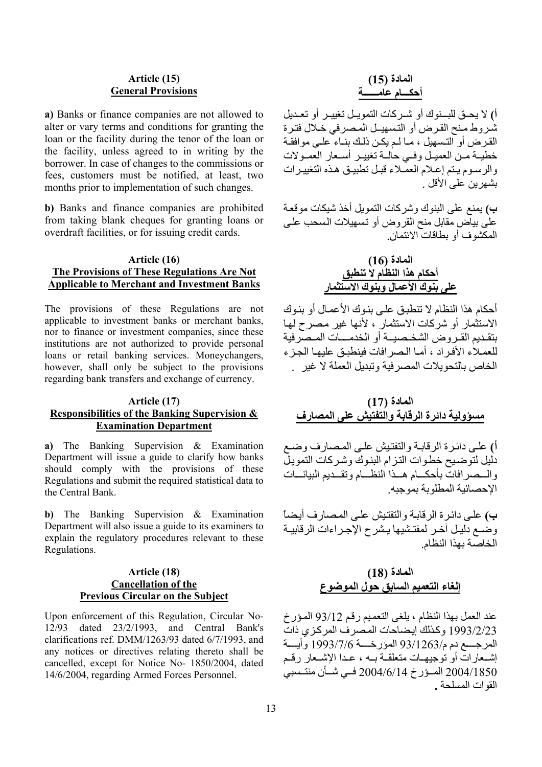## Article (15)
## General Provisions

**a)** Banks or finance companies are not allowed to alter or vary terms and conditions for granting the loan or the facility during the tenor of the loan or the facility, unless agreed to in writing by the borrower. In case of changes to the commissions or fees, customers must be notified, at least, two months prior to implementation of such changes.

**b)** Banks and finance companies are prohibited from taking blank cheques for granting loans or overdraft facilities, or for issuing credit cards.

## المادة (15)
## أحكـــام عامـــــة

**أ)** لا يحـق للبـنوك أو شـركات التمويـل تغييـر أو تعـديل شـروط مـنح القـرض أو التسـهيـل المصـرفي خـلال فتـرة القـرض أو التسـهيل ، مـا لـم يكـن ذلـك بنـاء علـى موافقـة خطيـة مـن العميـل وفـي حالـة تغييـر أسـعار العمـولات والرسـوم يـتم إعـلام العمـلاء قبـل تطبيـق هـذه التغييـرات بشهرين على الأقل .

**ب)** يمنع على البنوك وشركات التمويل أخذ شيكات موقعة على بياض مقابل منح القروض أو تسهيلات السحب على المكشوف أو بطاقات الائتمان.

## Article (16)
## The Provisions of These Regulations Are Not Applicable to Merchant and Investment Banks

The provisions of these Regulations are not applicable to investment banks or merchant banks, nor to finance or investment companies, since these institutions are not authorized to provide personal loans or retail banking services. Moneychangers, however, shall only be subject to the provisions regarding bank transfers and exchange of currency.

## المادة (16)
## أحكام هذا النظام لا تنطبق على بنوك الأعمال وبنوك الاستثمار

أحكام هذا النظام لا تنطبق على بنوك الأعمال أو بنوك الاستثمار أو شركات الاستثمار ، لأنها غير مصرح لها بتقـديم القـروض الشخـصيـة أو الخدمـــات المـصـرفية للعمـلاء الأفـراد ، أمـا الـصرافات فينطبـق عليهـا الجـزء الخاص بالتحويلات المصرفية وتبديل العملة لا غير .

## Article (17)
## Responsibilities of the Banking Supervision & Examination Department

**a)** The Banking Supervision & Examination Department will issue a guide to clarify how banks should comply with the provisions of these Regulations and submit the required statistical data to the Central Bank.

**b)** The Banking Supervision & Examination Department will also issue a guide to its examiners to explain the regulatory procedures relevant to these Regulations.

## المادة (17)
## مسؤولية دائرة الرقابة والتفتيش على المصارف

**أ)** علـى دائـرة الرقابـة والتفتيش علـى المصـارف وضـع دليل لتوضيح خطـوات التـزام البنـوك وشـركات التمويـل والــصرافات بأحكـــام هـــذا النظـــام وتقـــديم البيانـــات الإحصائية المطلوبة بموجبه.

**ب)** علـى دائـرة الرقابـة والتفتيش علـى المصـارف أيضاً وضـع دليـل آخـر لمفتـشيها يـشرح الإجـراءات الرقابيـة الخاصة بهذا النظام.

## Article (18)
## Cancellation of the Previous Circular on the Subject

Upon enforcement of this Regulation, Circular No-12/93 dated 23/2/1993, and Central Bank's clarifications ref. DMM/1263/93 dated 6/7/1993, and any notices or directives relating thereto shall be cancelled, except for Notice No- 1850/2004, dated 14/6/2004, regarding Armed Forces Personnel.

## المادة (18)
## إلغاء التعميم السابق حول الموضوع

عند العمل بهذا النظام ، يلغى التعميم رقم 93/12 المؤرخ 1993/2/23 وكذلك إيضاحات المصرف المركزي ذات المرجـــع دم م/93/1263 المؤرخـــة 1993/7/6 وأيـــة إشـعارات أو توجيهـات متعلقـة بـه ، عـدا الإشـعار رقـم 2004/1850 المـؤرخ 2004/6/14 فـي شـأن منتـسبي القوات المسلحة .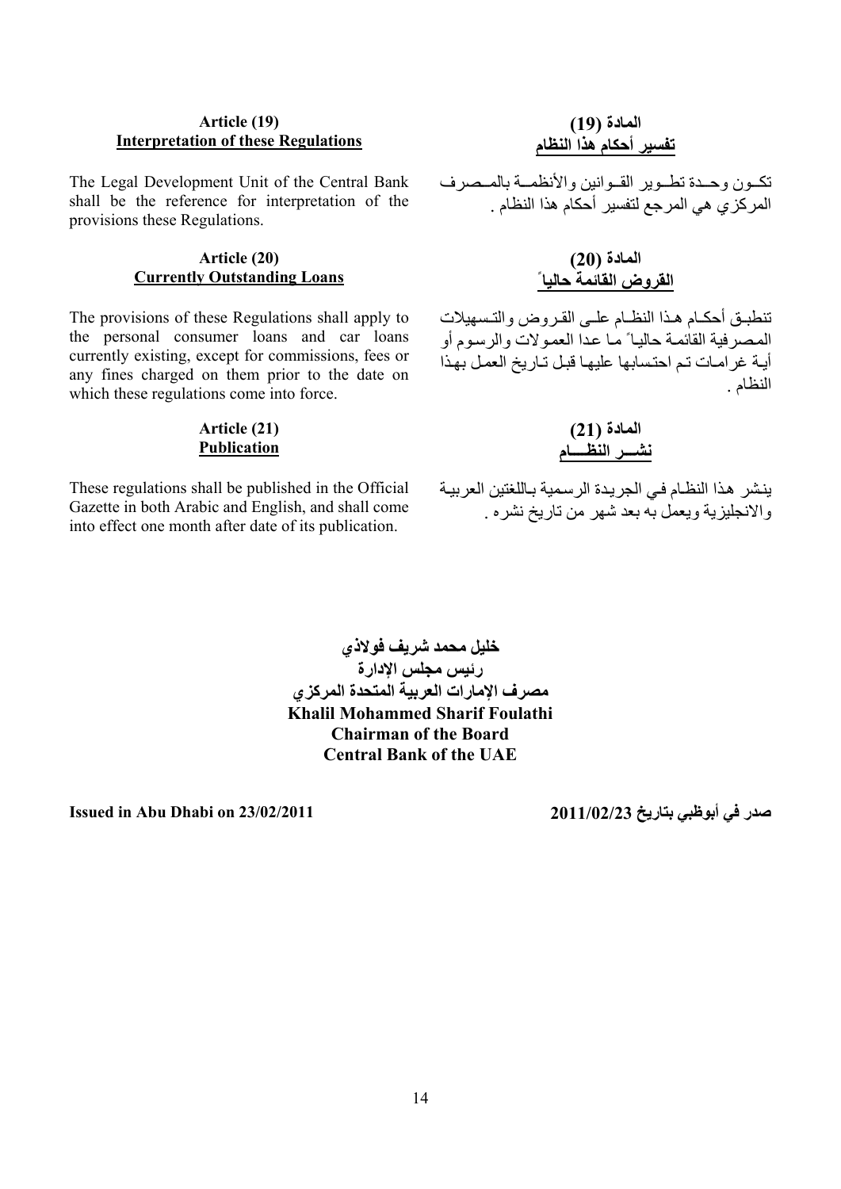**Article (19)**
**Interpretation of these Regulations**

The Legal Development Unit of the Central Bank shall be the reference for interpretation of the provisions these Regulations.

**المادة (19)**
**تفسير أحكام هذا النظام**

تكون وحدة تطوير القوانين والأنظمة بالمصرف المركزي هي المرجع لتفسير أحكام هذا النظام .

**Article (20)**
**Currently Outstanding Loans**

The provisions of these Regulations shall apply to the personal consumer loans and car loans currently existing, except for commissions, fees or any fines charged on them prior to the date on which these regulations come into force.

**المادة (20)**
**القروض القائمة حالياً**

تنطبق أحكام هذا النظام على القروض والتسهيلات المصرفية القائمة حالياً ما عدا العمولات والرسوم أو أية غرامات تم احتسابها عليها قبل تاريخ العمل بهذا النظام .

**Article (21)**
**Publication**

These regulations shall be published in the Official Gazette in both Arabic and English, and shall come into effect one month after date of its publication.

**المادة (21)**
**نشـــر النظـــام**

ينشر هذا النظام في الجريدة الرسمية باللغتين العربية والانجليزية ويعمل به بعد شهر من تاريخ نشره .

**خليل محمد شريف فولاذي**
**رئيس مجلس الإدارة**
**مصرف الإمارات العربية المتحدة المركزي**
**Khalil Mohammed Sharif Foulathi**
**Chairman of the Board**
**Central Bank of the UAE**

**Issued in Abu Dhabi on 23/02/2011**

**صدر في أبوظبي بتاريخ 2011/02/23**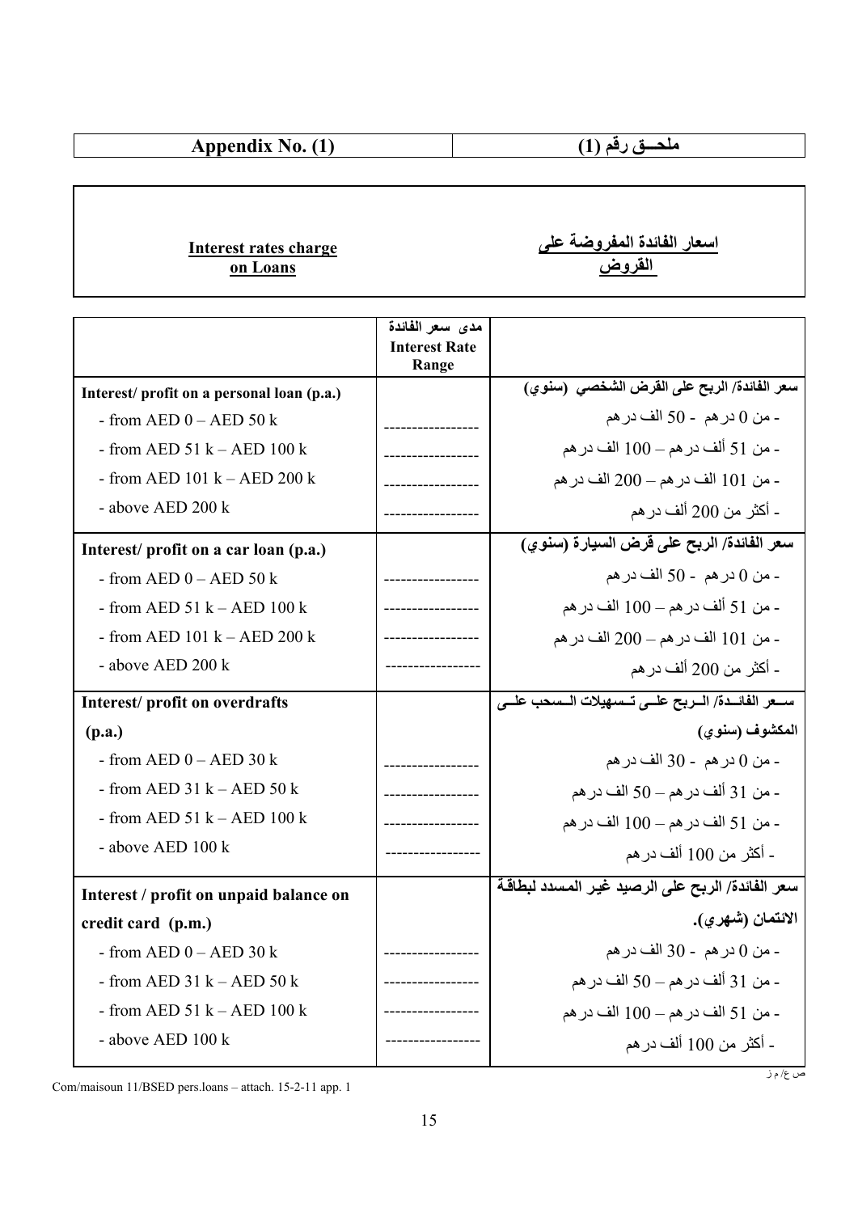| Appendix No. (1) | ملحـــق رقم (1) |
|---|---|

| Interest rates charge on Loans | اسعار الفائدة المفروضة على القروض |
|---|---|

| | مدى سعر الفائدة<br>Interest Rate Range | |
|---|---|---|
| Interest/ profit on a personal loan (p.a.) | | سعر الفائدة/ الربح على القرض الشخصي (سنوي) |
| - from AED 0 – AED 50 k | ----------------- | - من 0 درهم - 50 الف درهم |
| - from AED 51 k – AED 100 k | ----------------- | - من 51 ألف درهم – 100 الف درهم |
| - from AED 101 k – AED 200 k | ----------------- | - من 101 الف درهم – 200 الف درهم |
| - above AED 200 k | ----------------- | - أكثر من 200 ألف درهم |
| Interest/ profit on a car loan (p.a.) | | سعر الفائدة/ الربح على قرض السيارة (سنوي) |
| - from AED 0 – AED 50 k | ----------------- | - من 0 درهم - 50 الف درهم |
| - from AED 51 k – AED 100 k | ----------------- | - من 51 ألف درهم – 100 الف درهم |
| - from AED 101 k – AED 200 k | ----------------- | - من 101 الف درهم – 200 الف درهم |
| - above AED 200 k | ----------------- | - أكثر من 200 ألف درهم |
| Interest/ profit on overdrafts (p.a.) | | ســعر الفائــدة/ الــربح علــى تــسهيلات الــسحب علــى المكشوف (سنوي) |
| - from AED 0 – AED 30 k | ----------------- | - من 0 درهم - 30 الف درهم |
| - from AED 31 k – AED 50 k | ----------------- | - من 31 ألف درهم – 50 الف درهم |
| - from AED 51 k – AED 100 k | ----------------- | - من 51 الف درهم – 100 الف درهم |
| - above AED 100 k | ----------------- | - أكثر من 100 ألف درهم |
| Interest / profit on unpaid balance on credit card (p.m.) | | سعر الفائدة/ الربح على الرصيد غير المسدد لبطاقة الائتمان (شهري). |
| - from AED 0 – AED 30 k | ----------------- | - من 0 درهم - 30 الف درهم |
| - from AED 31 k – AED 50 k | ----------------- | - من 31 ألف درهم – 50 الف درهم |
| - from AED 51 k – AED 100 k | ----------------- | - من 51 الف درهم – 100 الف درهم |
| - above AED 100 k | ----------------- | - أكثر من 100 ألف درهم |

ص ع/ م ز

Com/maisoun 11/BSED pers.loans – attach. 15-2-11 app. 1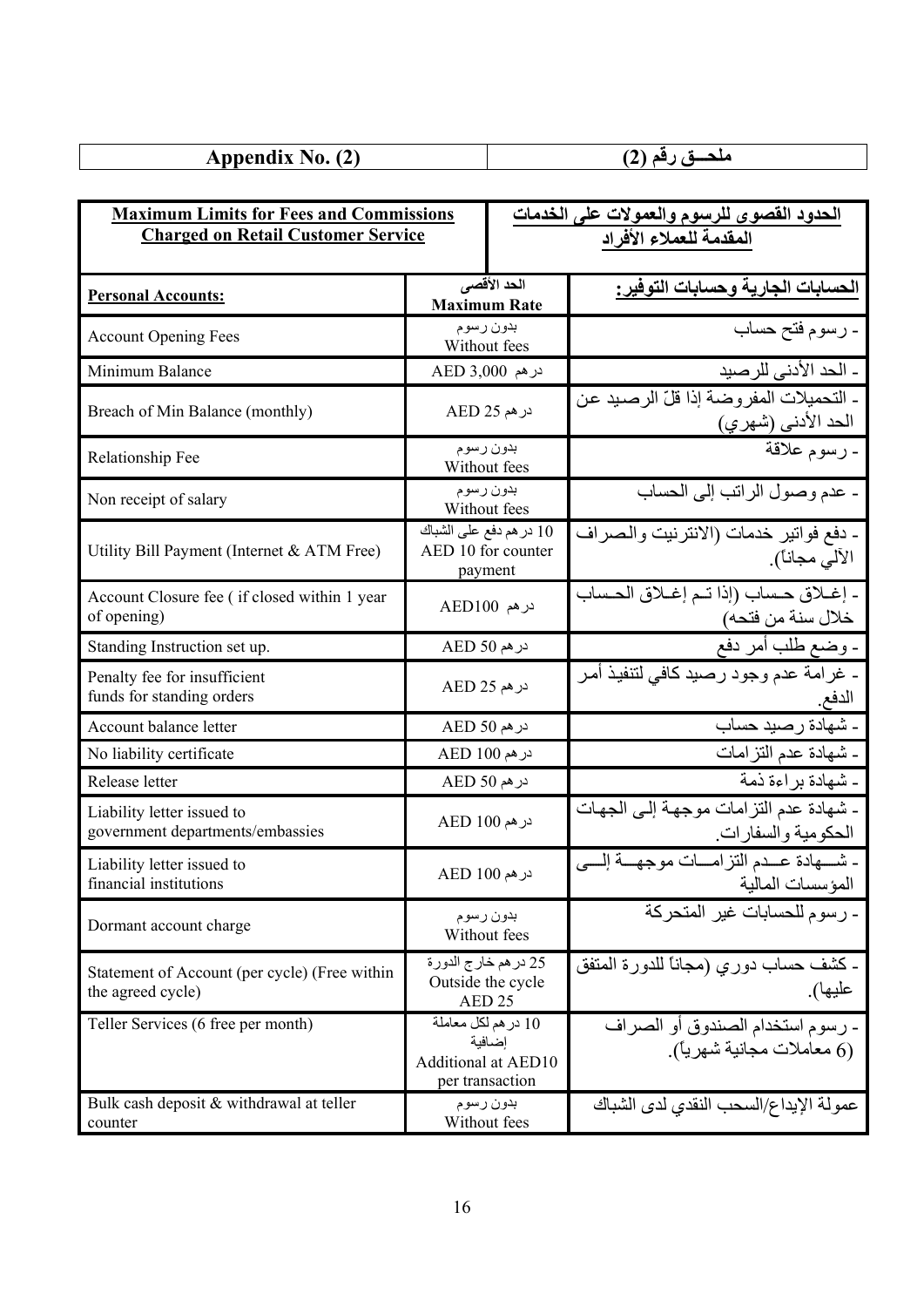| Appendix No. (2) | ملحــق رقم (2) |
|---|---|

| Maximum Limits for Fees and Commissions Charged on Retail Customer Service | | الحدود القصوى للرسوم والعمولات على الخدمات المقدمة للعملاء الأفراد |
|---|---|---|
| **Personal Accounts:** | الحد الأقصى **Maximum Rate** | **الحسابات الجارية وحسابات التوفير:** |
| Account Opening Fees | بدون رسوم Without fees | - رسوم فتح حساب |
| Minimum Balance | درهم AED 3,000 | - الحد الأدنى للرصيد |
| Breach of Min Balance (monthly) | درهم AED 25 | - التحميلات المفروضة إذا قلّ الرصيد عن الحد الأدنى (شهري) |
| Relationship Fee | بدون رسوم Without fees | - رسوم علاقة |
| Non receipt of salary | بدون رسوم Without fees | - عدم وصول الراتب إلى الحساب |
| Utility Bill Payment (Internet & ATM Free) | 10 درهم دفع على الشباك AED 10 for counter payment | - دفع فواتير خدمات (الانترنيت والصراف الآلي مجاناً). |
| Account Closure fee ( if closed within 1 year of opening) | درهم AED100 | - إغلاق حساب (إذا تم إغلاق الحساب خلال سنة من فتحه) |
| Standing Instruction set up. | درهم AED 50 | - وضع طلب أمر دفع |
| Penalty fee for insufficient funds for standing orders | درهم AED 25 | - غرامة عدم وجود رصيد كافي لتنفيذ أمر الدفع. |
| Account balance letter | درهم AED 50 | - شهادة رصيد حساب |
| No liability certificate | درهم AED 100 | - شهادة عدم التزامات |
| Release letter | درهم AED 50 | - شهادة براءة ذمة |
| Liability letter issued to government departments/embassies | درهم AED 100 | - شهادة عدم التزامات موجهة إلى الجهات الحكومية والسفارات. |
| Liability letter issued to financial institutions | درهم AED 100 | - شهادة عدم التزامات موجهة إلى المؤسسات المالية |
| Dormant account charge | بدون رسوم Without fees | - رسوم للحسابات غير المتحركة |
| Statement of Account (per cycle) (Free within the agreed cycle) | 25 درهم خارج الدورة Outside the cycle AED 25 | - كشف حساب دوري (مجاناً للدورة المتفق عليها). |
| Teller Services (6 free per month) | 10 درهم لكل معاملة إضافية Additional at AED10 per transaction | - رسوم استخدام الصندوق أو الصراف (6 معاملات مجانية شهرياً). |
| Bulk cash deposit & withdrawal at teller counter | بدون رسوم Without fees | عمولة الإيداع/السحب النقدي لدى الشباك |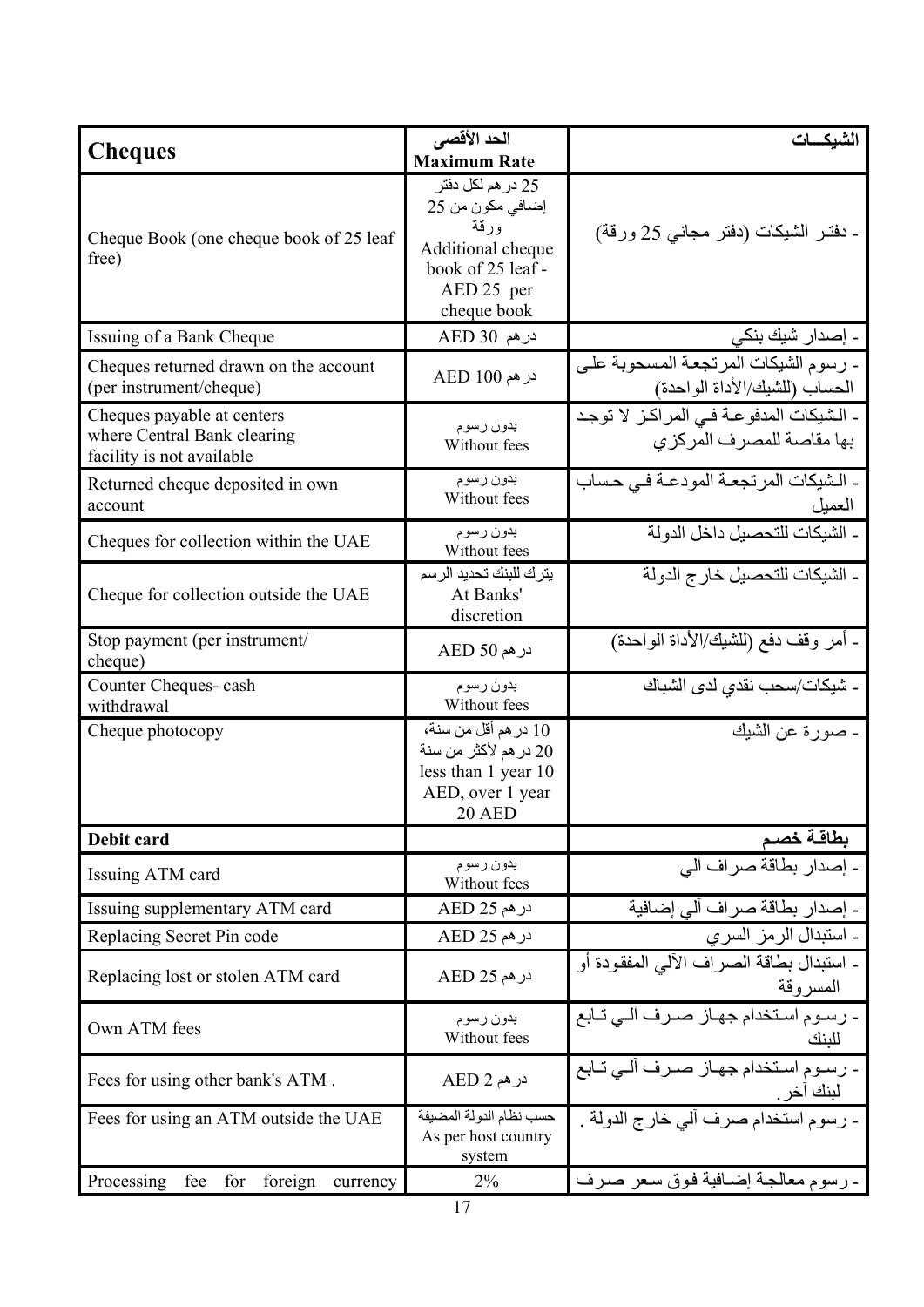| Cheques | الحد الأقصى Maximum Rate | الشيكـــات |
|---|---|---|
| Cheque Book (one cheque book of 25 leaf free) | 25 درهم لكل دفتر إضافي مكون من 25 ورقة Additional cheque book of 25 leaf - AED 25 per cheque book | - دفتـر الشيكات (دفتر مجاني 25 ورقة) |
| Issuing of a Bank Cheque | درهم 30 AED | - إصدار شيك بنكي |
| Cheques returned drawn on the account (per instrument/cheque) | درهم 100 AED | - رسوم الشيكات المرتجعة المسحوبة على الحساب (للشيك/الأداة الواحدة) |
| Cheques payable at centers where Central Bank clearing facility is not available | بدون رسوم Without fees | - الشيكات المدفوعة في المراكز لا توجد بها مقاصة للمصرف المركزي |
| Returned cheque deposited in own account | بدون رسوم Without fees | - الشيكات المرتجعة المودعة في حساب العميل |
| Cheques for collection within the UAE | بدون رسوم Without fees | - الشيكات للتحصيل داخل الدولة |
| Cheque for collection outside the UAE | يترك للبنك تحديد الرسم At Banks' discretion | - الشيكات للتحصيل خارج الدولة |
| Stop payment (per instrument/ cheque) | درهم 50 AED | - أمر وقف دفع (للشيك/الأداة الواحدة) |
| Counter Cheques- cash withdrawal | بدون رسوم Without fees | - شيكات/سحب نقدي لدى الشباك |
| Cheque photocopy | 10 درهم أقل من سنة، 20 درهم لأكثر من سنة less than 1 year 10 AED, over 1 year 20 AED | - صورة عن الشيك |
| **Debit card** | | **بطاقة خصم** |
| Issuing ATM card | بدون رسوم Without fees | - إصدار بطاقة صراف آلي |
| Issuing supplementary ATM card | درهم 25 AED | - إصدار بطاقة صراف آلي إضافية |
| Replacing Secret Pin code | درهم 25 AED | - استبدال الرمز السري |
| Replacing lost or stolen ATM card | درهم 25 AED | - استبدال بطاقة الصراف الآلي المفقودة أو المسروقة |
| Own ATM fees | بدون رسوم Without fees | - رسوم استخدام جهاز صرف آلي تابع للبنك |
| Fees for using other bank's ATM . | درهم 2 AED | - رسوم استخدام جهاز صرف آلي تابع لبنك آخر. |
| Fees for using an ATM outside the UAE | حسب نظام الدولة المضيفة As per host country system | - رسوم استخدام صرف آلي خارج الدولة . |
| Processing fee for foreign currency | 2% | - رسوم معالجة إضافية فوق سعر صرف |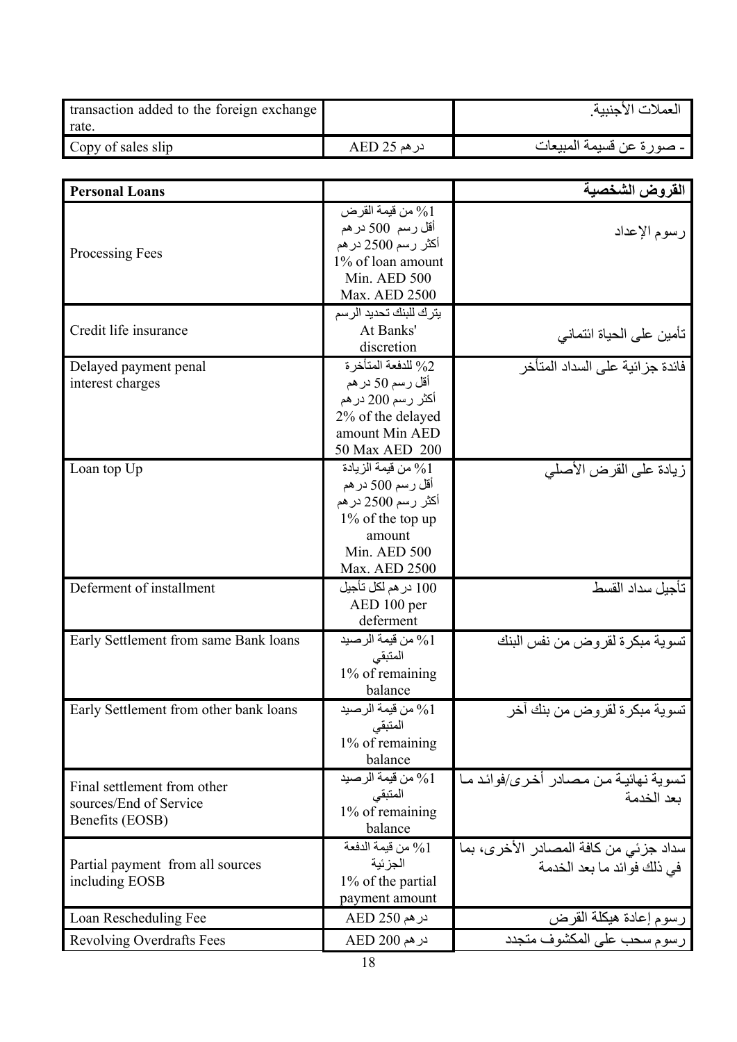| | | |
|---|---|---|
| transaction added to the foreign exchange rate. | | العملات الأجنبية. |
| Copy of sales slip | درهم 25 AED | - صورة عن قسيمة المبيعات |

| **Personal Loans** | | **القروض الشخصية** |
|---|---|---|
| Processing Fees | 1% من قيمة القرض أقل رسم 500 درهم أكثر رسم 2500 درهم 1% of loan amount Min. AED 500 Max. AED 2500 | رسوم الإعداد |
| Credit life insurance | يترك للبنك تحديد الرسم At Banks' discretion | تأمين على الحياة ائتماني |
| Delayed payment penal interest charges | 2% للدفعة المتأخرة أقل رسم 50 درهم أكثر رسم 200 درهم 2% of the delayed amount Min AED 50 Max AED 200 | فائدة جزائية على السداد المتأخر |
| Loan top Up | 1% من قيمة الزيادة أقل رسم 500 درهم أكثر رسم 2500 درهم 1% of the top up amount Min. AED 500 Max. AED 2500 | زيادة على القرض الأصلي |
| Deferment of installment | 100 درهم لكل تأجيل AED 100 per deferment | تأجيل سداد القسط |
| Early Settlement from same Bank loans | 1% من قيمة الرصيد المتبقي 1% of remaining balance | تسوية مبكرة لقروض من نفس البنك |
| Early Settlement from other bank loans | 1% من قيمة الرصيد المتبقي 1% of remaining balance | تسوية مبكرة لقروض من بنك آخر |
| Final settlement from other sources/End of Service Benefits (EOSB) | 1% من قيمة الرصيد المتبقي 1% of remaining balance | تسوية نهائية من مصادر أخرى/فوائد ما بعد الخدمة |
| Partial payment from all sources including EOSB | 1% من قيمة الدفعة الجزئية 1% of the partial payment amount | سداد جزئي من كافة المصادر الأخرى، بما في ذلك فوائد ما بعد الخدمة |
| Loan Rescheduling Fee | درهم 250 AED | رسوم إعادة هيكلة القرض |
| Revolving Overdrafts Fees | درهم 200 AED | رسوم سحب على المكشوف متجدد |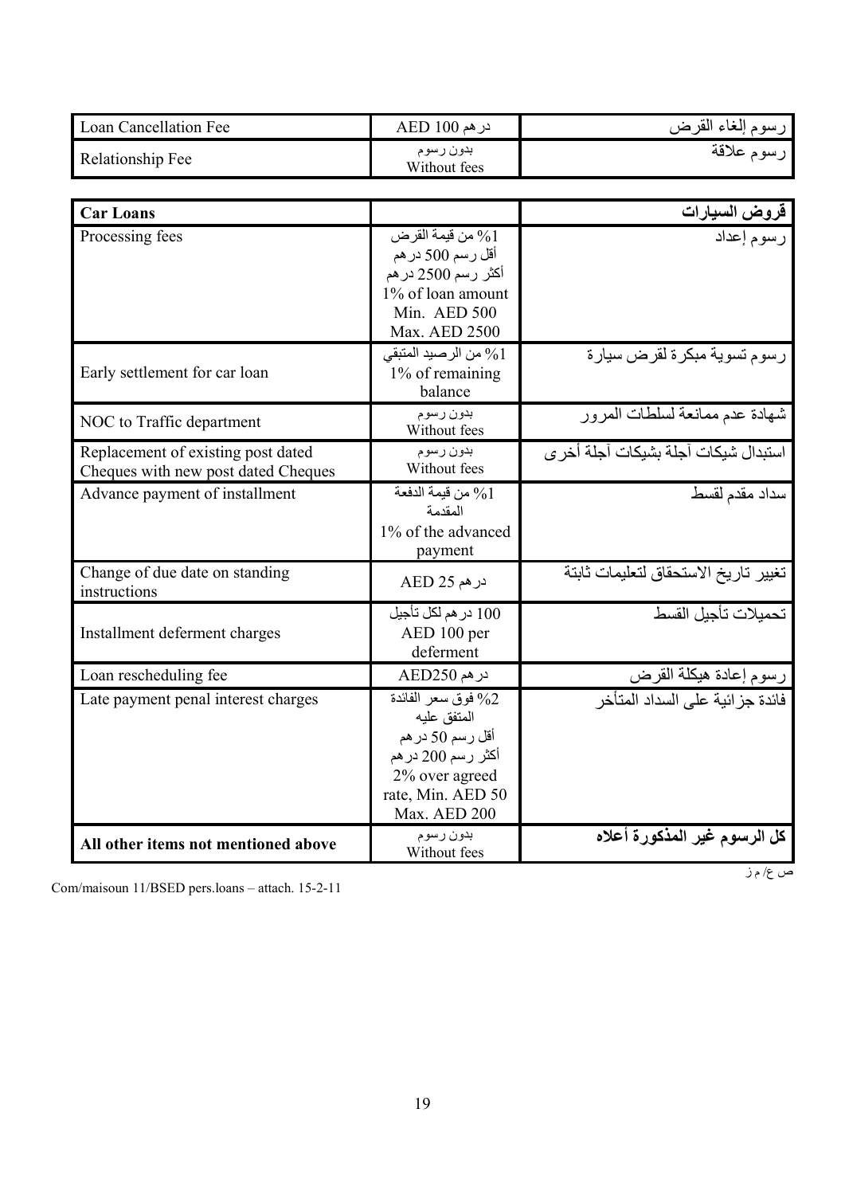| | | |
|---|---|---|
| Loan Cancellation Fee | AED 100 درهم | رسوم إلغاء القرض |
| Relationship Fee | بدون رسوم<br>Without fees | رسوم علاقة |

| **Car Loans** | | **قروض السيارات** |
|---|---|---|
| Processing fees | 1% من قيمة القرض<br>أقل رسم 500 درهم<br>أكثر رسم 2500 درهم<br>1% of loan amount<br>Min. AED 500<br>Max. AED 2500 | رسوم إعداد |
| Early settlement for car loan | 1% من الرصيد المتبقي<br>1% of remaining balance | رسوم تسوية مبكرة لقرض سيارة |
| NOC to Traffic department | بدون رسوم<br>Without fees | شهادة عدم ممانعة لسلطات المرور |
| Replacement of existing post dated Cheques with new post dated Cheques | بدون رسوم<br>Without fees | استبدال شيكات آجلة بشيكات آجلة أخرى |
| Advance payment of installment | 1% من قيمة الدفعة المقدمة<br>1% of the advanced payment | سداد مقدم لقسط |
| Change of due date on standing instructions | AED 25 درهم | تغيير تاريخ الاستحقاق لتعليمات ثابتة |
| Installment deferment charges | 100 درهم لكل تأجيل<br>AED 100 per deferment | تحميلات تأجيل القسط |
| Loan rescheduling fee | AED250 درهم | رسوم إعادة هيكلة القرض |
| Late payment penal interest charges | 2% فوق سعر الفائدة المتفق عليه<br>أقل رسم 50 درهم<br>أكثر رسم 200 درهم<br>2% over agreed rate, Min. AED 50<br>Max. AED 200 | فائدة جزائية على السداد المتأخر |
| **All other items not mentioned above** | بدون رسوم<br>Without fees | **كل الرسوم غير المذكورة أعلاه** |

ص ع/ م ز

Com/maisoun 11/BSED pers.loans – attach. 15-2-11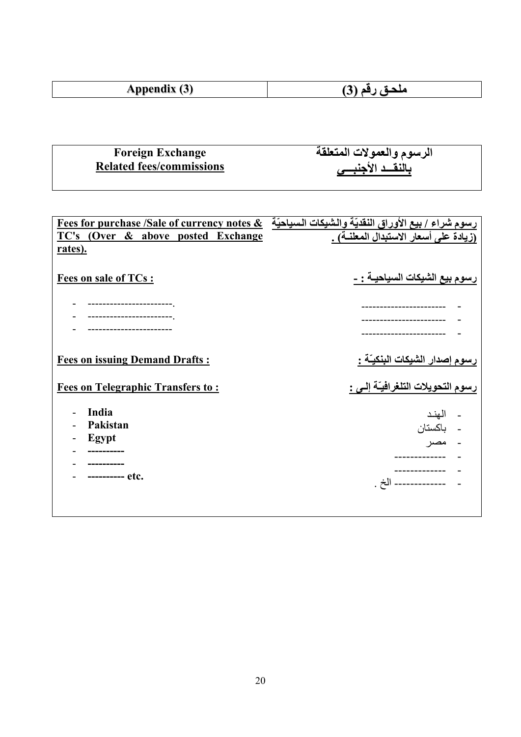| Appendix (3) | ملحق رقم (3) |
|---|---|

| Foreign Exchange<br>**Related fees/commissions** | الرسوم والعمولات المتعلقة<br>**بالنقــد الأجنبـــي** |
|---|---|

| | |
|---|---|
| **Fees for purchase /Sale of currency notes & TC's (Over & above posted Exchange rates).** | **رسوم شراء / بيع الأوراق النقديّة والشيكات السياحيّة (زيادة على أسعار الاستبدال المعلنـة) .** |
| **Fees on sale of TCs :** | **رسوم بيع الشيكات السياحيـة : -** |
| - -----------------------.<br>- -----------------------.<br>- ----------------------- | - ----------------------<br>- ----------------------<br>- ---------------------- |
| **Fees on issuing Demand Drafts :** | **رسوم إصدار الشيكات البنكيّة :** |
| **Fees on Telegraphic Transfers to :** | **رسوم التحويلات التلغرافيّة إلى :** |
| - **India**<br>- **Pakistan**<br>- **Egypt**<br>- **----------**<br>- **----------**<br>- **---------- etc.** | - الهنـد<br>- باكستان<br>- مصر<br>- -------------<br>- -------------<br>- ------------- الخ . |